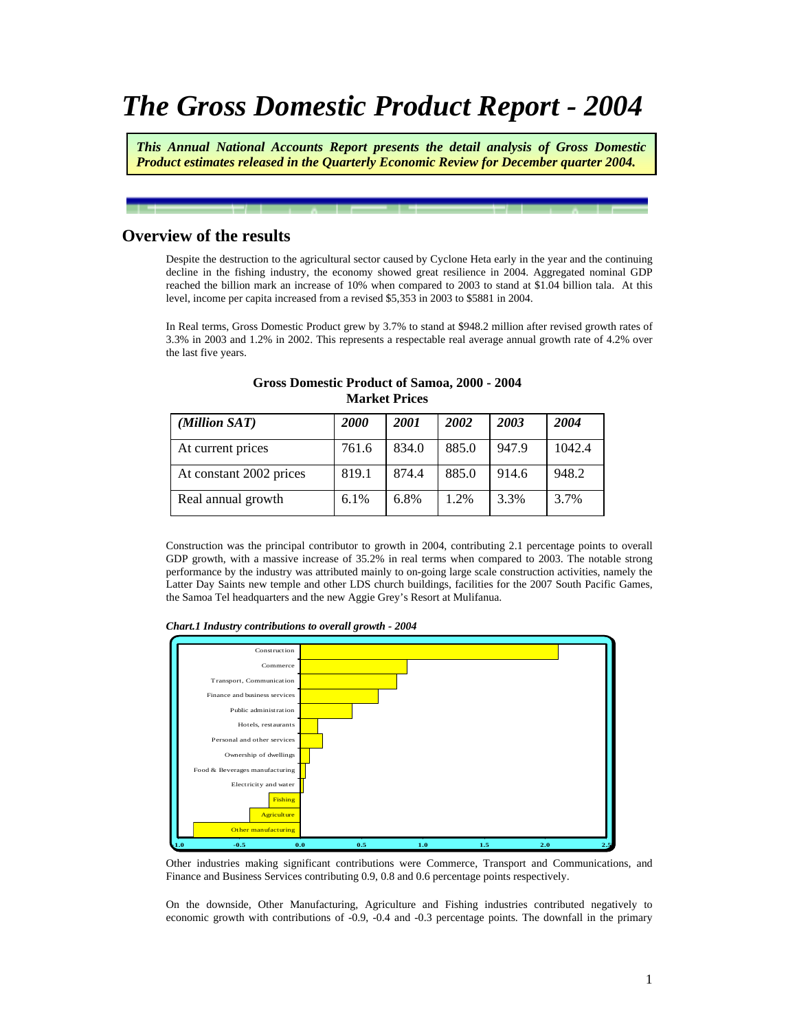# *The Gross Domestic Product Report - 2004*

***This Annual National Accounts Report presents the detail analysis of Gross Domestic Product estimates released in the Quarterly Economic Review for December quarter 2004.***

## Overview of the results

Despite the destruction to the agricultural sector caused by Cyclone Heta early in the year and the continuing decline in the fishing industry, the economy showed great resilience in 2004. Aggregated nominal GDP reached the billion mark an increase of 10% when compared to 2003 to stand at $1.04 billion tala. At this level, income per capita increased from a revised $5,353 in 2003 to $5881 in 2004.

In Real terms, Gross Domestic Product grew by 3.7% to stand at $948.2 million after revised growth rates of 3.3% in 2003 and 1.2% in 2002. This represents a respectable real average annual growth rate of 4.2% over the last five years.

**Gross Domestic Product of Samoa, 2000 - 2004**
**Market Prices**

| *(Million SAT)* | *2000* | *2001* | *2002* | *2003* | *2004* |
|---|---|---|---|---|---|
| At current prices | 761.6 | 834.0 | 885.0 | 947.9 | 1042.4 |
| At constant 2002 prices | 819.1 | 874.4 | 885.0 | 914.6 | 948.2 |
| Real annual growth | 6.1% | 6.8% | 1.2% | 3.3% | 3.7% |

Construction was the principal contributor to growth in 2004, contributing 2.1 percentage points to overall GDP growth, with a massive increase of 35.2% in real terms when compared to 2003. The notable strong performance by the industry was attributed mainly to on-going large scale construction activities, namely the Latter Day Saints new temple and other LDS church buildings, facilities for the 2007 South Pacific Games, the Samoa Tel headquarters and the new Aggie Grey's Resort at Mulifanua.

***Chart.1 Industry contributions to overall growth - 2004***

Other industries making significant contributions were Commerce, Transport and Communications, and Finance and Business Services contributing 0.9, 0.8 and 0.6 percentage points respectively.

On the downside, Other Manufacturing, Agriculture and Fishing industries contributed negatively to economic growth with contributions of -0.9, -0.4 and -0.3 percentage points. The downfall in the primary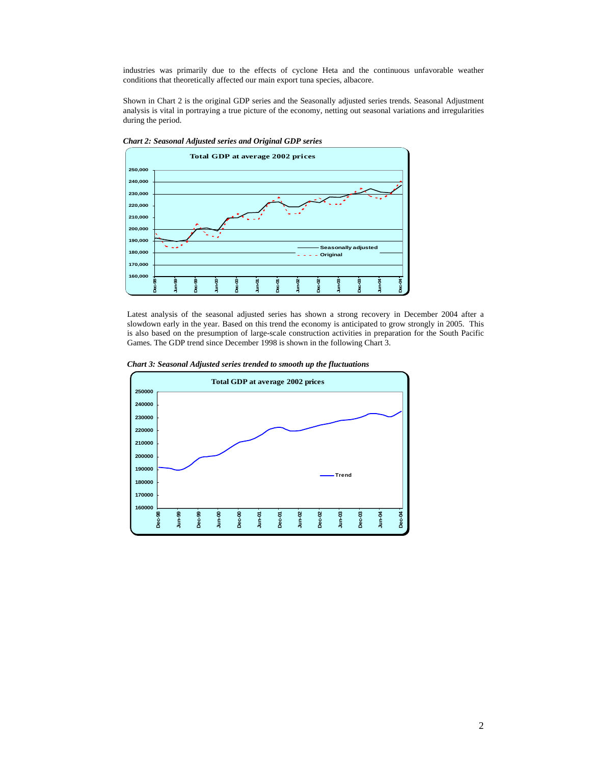industries was primarily due to the effects of cyclone Heta and the continuous unfavorable weather conditions that theoretically affected our main export tuna species, albacore.

Shown in Chart 2 is the original GDP series and the Seasonally adjusted series trends. Seasonal Adjustment analysis is vital in portraying a true picture of the economy, netting out seasonal variations and irregularities during the period.

***Chart 2: Seasonal Adjusted series and Original GDP series***

Latest analysis of the seasonal adjusted series has shown a strong recovery in December 2004 after a slowdown early in the year. Based on this trend the economy is anticipated to grow strongly in 2005. This is also based on the presumption of large-scale construction activities in preparation for the South Pacific Games. The GDP trend since December 1998 is shown in the following Chart 3.

***Chart 3: Seasonal Adjusted series trended to smooth up the fluctuations***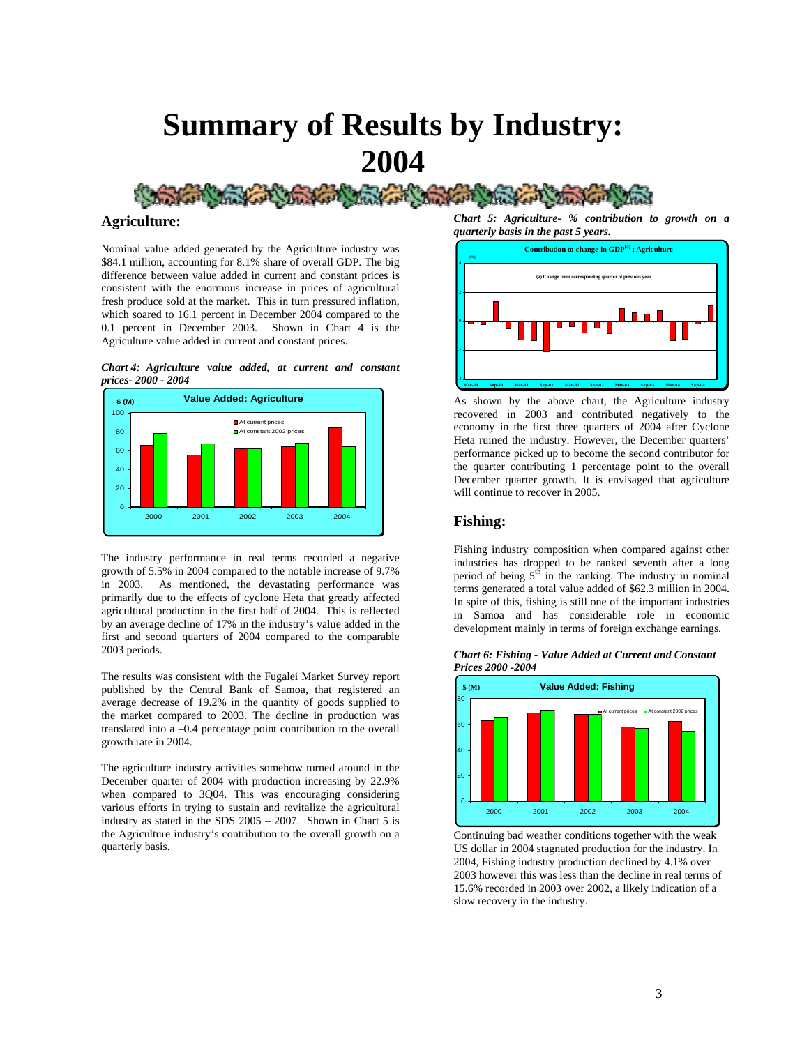# Summary of Results by Industry: 2004

## Agriculture:

Nominal value added generated by the Agriculture industry was $84.1 million, accounting for 8.1% share of overall GDP. The big difference between value added in current and constant prices is consistent with the enormous increase in prices of agricultural fresh produce sold at the market. This in turn pressured inflation, which soared to 16.1 percent in December 2004 compared to the 0.1 percent in December 2003. Shown in Chart 4 is the Agriculture value added in current and constant prices.

*Chart 4: Agriculture value added, at current and constant prices- 2000 - 2004*

The industry performance in real terms recorded a negative growth of 5.5% in 2004 compared to the notable increase of 9.7% in 2003. As mentioned, the devastating performance was primarily due to the effects of cyclone Heta that greatly affected agricultural production in the first half of 2004. This is reflected by an average decline of 17% in the industry's value added in the first and second quarters of 2004 compared to the comparable 2003 periods.

The results was consistent with the Fugalei Market Survey report published by the Central Bank of Samoa, that registered an average decrease of 19.2% in the quantity of goods supplied to the market compared to 2003. The decline in production was translated into a –0.4 percentage point contribution to the overall growth rate in 2004.

The agriculture industry activities somehow turned around in the December quarter of 2004 with production increasing by 22.9% when compared to 3Q04. This was encouraging considering various efforts in trying to sustain and revitalize the agricultural industry as stated in the SDS 2005 – 2007. Shown in Chart 5 is the Agriculture industry's contribution to the overall growth on a quarterly basis.

*Chart 5: Agriculture- % contribution to growth on a quarterly basis in the past 5 years.*

As shown by the above chart, the Agriculture industry recovered in 2003 and contributed negatively to the economy in the first three quarters of 2004 after Cyclone Heta ruined the industry. However, the December quarters' performance picked up to become the second contributor for the quarter contributing 1 percentage point to the overall December quarter growth. It is envisaged that agriculture will continue to recover in 2005.

## Fishing:

Fishing industry composition when compared against other industries has dropped to be ranked seventh after a long period of being 5th in the ranking. The industry in nominal terms generated a total value added of $62.3 million in 2004. In spite of this, fishing is still one of the important industries in Samoa and has considerable role in economic development mainly in terms of foreign exchange earnings.

*Chart 6: Fishing - Value Added at Current and Constant Prices 2000 -2004*

Continuing bad weather conditions together with the weak US dollar in 2004 stagnated production for the industry. In 2004, Fishing industry production declined by 4.1% over 2003 however this was less than the decline in real terms of 15.6% recorded in 2003 over 2002, a likely indication of a slow recovery in the industry.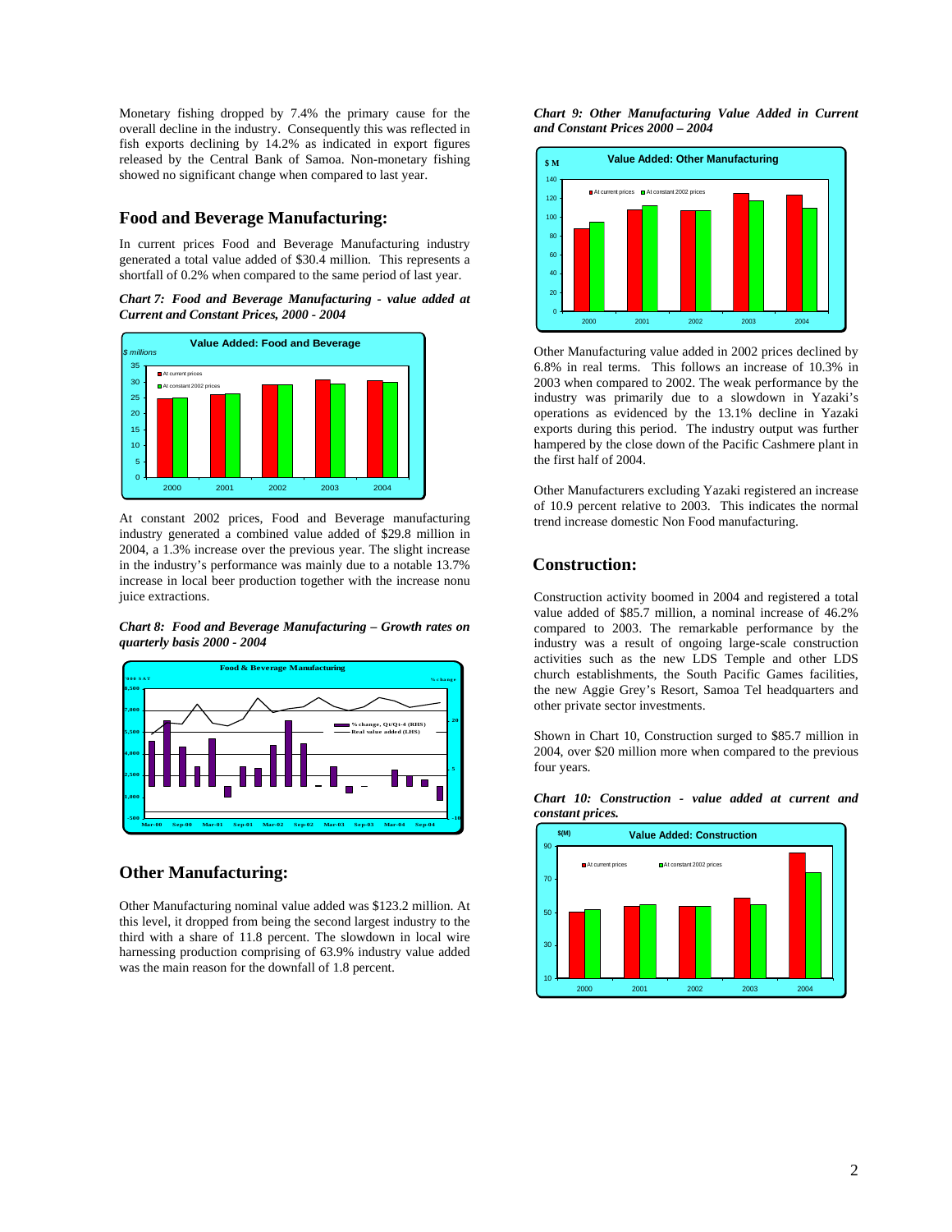Monetary fishing dropped by 7.4% the primary cause for the overall decline in the industry. Consequently this was reflected in fish exports declining by 14.2% as indicated in export figures released by the Central Bank of Samoa. Non-monetary fishing showed no significant change when compared to last year.

## Food and Beverage Manufacturing:

In current prices Food and Beverage Manufacturing industry generated a total value added of $30.4 million. This represents a shortfall of 0.2% when compared to the same period of last year.

***Chart 7: Food and Beverage Manufacturing - value added at Current and Constant Prices, 2000 - 2004***

At constant 2002 prices, Food and Beverage manufacturing industry generated a combined value added of $29.8 million in 2004, a 1.3% increase over the previous year. The slight increase in the industry's performance was mainly due to a notable 13.7% increase in local beer production together with the increase nonu juice extractions.

***Chart 8: Food and Beverage Manufacturing – Growth rates on quarterly basis 2000 - 2004***

## Other Manufacturing:

Other Manufacturing nominal value added was $123.2 million. At this level, it dropped from being the second largest industry to the third with a share of 11.8 percent. The slowdown in local wire harnessing production comprising of 63.9% industry value added was the main reason for the downfall of 1.8 percent.

***Chart 9: Other Manufacturing Value Added in Current and Constant Prices 2000 – 2004***

Other Manufacturing value added in 2002 prices declined by 6.8% in real terms. This follows an increase of 10.3% in 2003 when compared to 2002. The weak performance by the industry was primarily due to a slowdown in Yazaki's operations as evidenced by the 13.1% decline in Yazaki exports during this period. The industry output was further hampered by the close down of the Pacific Cashmere plant in the first half of 2004.

Other Manufacturers excluding Yazaki registered an increase of 10.9 percent relative to 2003. This indicates the normal trend increase domestic Non Food manufacturing.

## Construction:

Construction activity boomed in 2004 and registered a total value added of $85.7 million, a nominal increase of 46.2% compared to 2003. The remarkable performance by the industry was a result of ongoing large-scale construction activities such as the new LDS Temple and other LDS church establishments, the South Pacific Games facilities, the new Aggie Grey's Resort, Samoa Tel headquarters and other private sector investments.

Shown in Chart 10, Construction surged to $85.7 million in 2004, over $20 million more when compared to the previous four years.

***Chart 10: Construction - value added at current and constant prices.***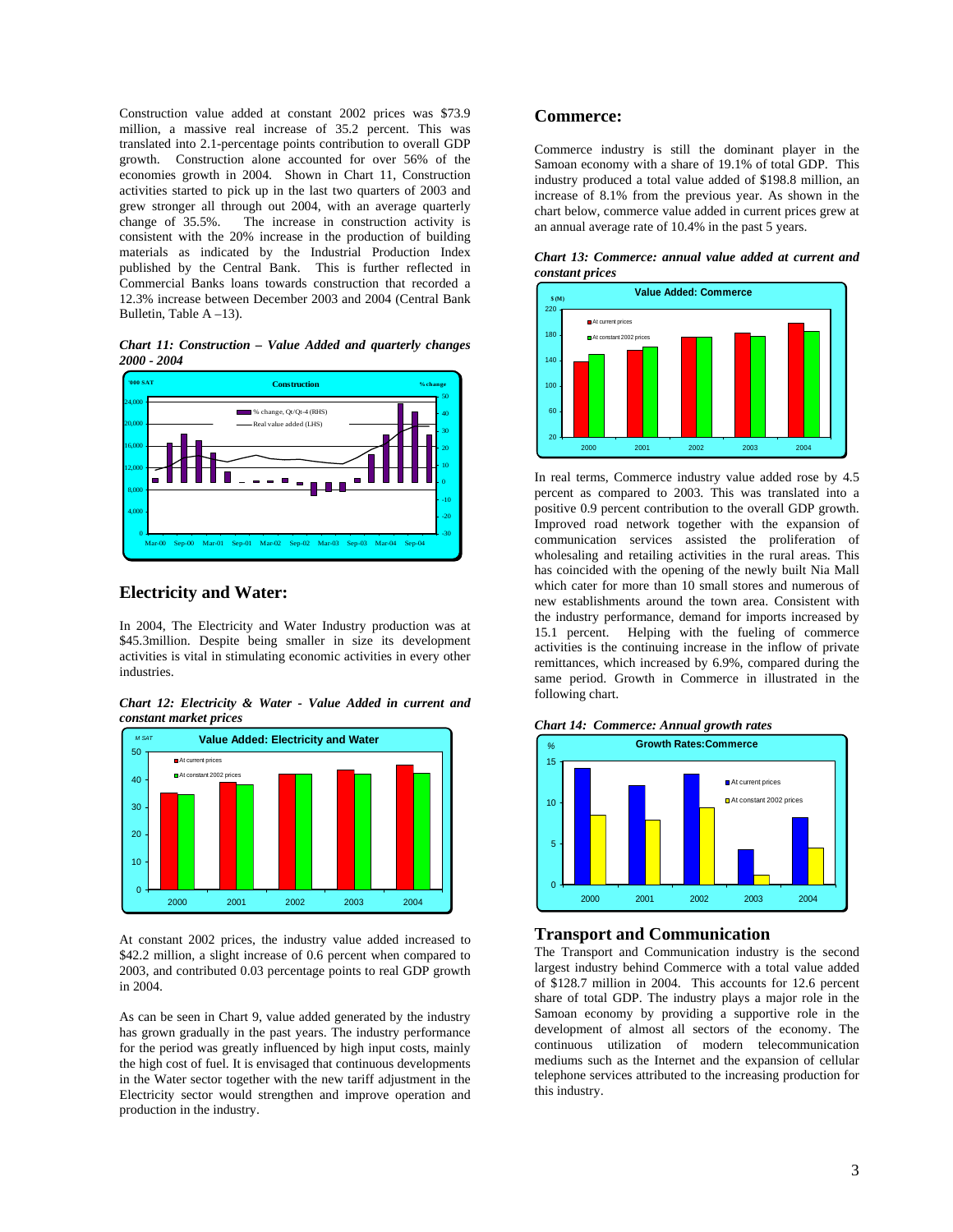Construction value added at constant 2002 prices was $73.9 million, a massive real increase of 35.2 percent. This was translated into 2.1-percentage points contribution to overall GDP growth. Construction alone accounted for over 56% of the economies growth in 2004. Shown in Chart 11, Construction activities started to pick up in the last two quarters of 2003 and grew stronger all through out 2004, with an average quarterly change of 35.5%. The increase in construction activity is consistent with the 20% increase in the production of building materials as indicated by the Industrial Production Index published by the Central Bank. This is further reflected in Commercial Banks loans towards construction that recorded a 12.3% increase between December 2003 and 2004 (Central Bank Bulletin, Table A –13).

***Chart 11: Construction – Value Added and quarterly changes 2000 - 2004***

## Electricity and Water:

In 2004, The Electricity and Water Industry production was at $45.3million. Despite being smaller in size its development activities is vital in stimulating economic activities in every other industries.

***Chart 12: Electricity & Water - Value Added in current and constant market prices***

At constant 2002 prices, the industry value added increased to $42.2 million, a slight increase of 0.6 percent when compared to 2003, and contributed 0.03 percentage points to real GDP growth in 2004.

As can be seen in Chart 9, value added generated by the industry has grown gradually in the past years. The industry performance for the period was greatly influenced by high input costs, mainly the high cost of fuel. It is envisaged that continuous developments in the Water sector together with the new tariff adjustment in the Electricity sector would strengthen and improve operation and production in the industry.

## Commerce:

Commerce industry is still the dominant player in the Samoan economy with a share of 19.1% of total GDP. This industry produced a total value added of $198.8 million, an increase of 8.1% from the previous year. As shown in the chart below, commerce value added in current prices grew at an annual average rate of 10.4% in the past 5 years.

***Chart 13: Commerce: annual value added at current and constant prices***

In real terms, Commerce industry value added rose by 4.5 percent as compared to 2003. This was translated into a positive 0.9 percent contribution to the overall GDP growth. Improved road network together with the expansion of communication services assisted the proliferation of wholesaling and retailing activities in the rural areas. This has coincided with the opening of the newly built Nia Mall which cater for more than 10 small stores and numerous of new establishments around the town area. Consistent with the industry performance, demand for imports increased by 15.1 percent. Helping with the fueling of commerce activities is the continuing increase in the inflow of private remittances, which increased by 6.9%, compared during the same period. Growth in Commerce in illustrated in the following chart.

***Chart 14: Commerce: Annual growth rates***

## Transport and Communication

The Transport and Communication industry is the second largest industry behind Commerce with a total value added of $128.7 million in 2004. This accounts for 12.6 percent share of total GDP. The industry plays a major role in the Samoan economy by providing a supportive role in the development of almost all sectors of the economy. The continuous utilization of modern telecommunication mediums such as the Internet and the expansion of cellular telephone services attributed to the increasing production for this industry.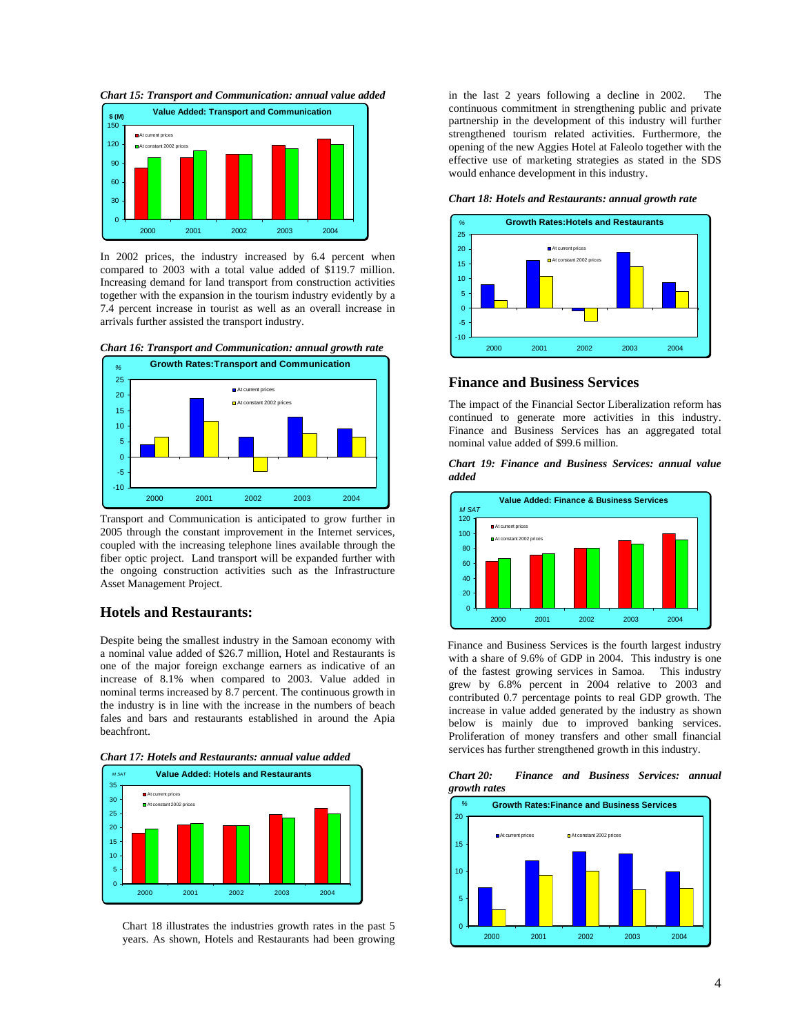*Chart 15: Transport and Communication: annual value added*

In 2002 prices, the industry increased by 6.4 percent when compared to 2003 with a total value added of $119.7 million. Increasing demand for land transport from construction activities together with the expansion in the tourism industry evidently by a 7.4 percent increase in tourist as well as an overall increase in arrivals further assisted the transport industry.

*Chart 16: Transport and Communication: annual growth rate*

Transport and Communication is anticipated to grow further in 2005 through the constant improvement in the Internet services, coupled with the increasing telephone lines available through the fiber optic project. Land transport will be expanded further with the ongoing construction activities such as the Infrastructure Asset Management Project.

## Hotels and Restaurants:

Despite being the smallest industry in the Samoan economy with a nominal value added of $26.7 million, Hotel and Restaurants is one of the major foreign exchange earners as indicative of an increase of 8.1% when compared to 2003. Value added in nominal terms increased by 8.7 percent. The continuous growth in the industry is in line with the increase in the numbers of beach fales and bars and restaurants established in around the Apia beachfront.

*Chart 17: Hotels and Restaurants: annual value added*

Chart 18 illustrates the industries growth rates in the past 5 years. As shown, Hotels and Restaurants had been growing in the last 2 years following a decline in 2002. The continuous commitment in strengthening public and private partnership in the development of this industry will further strengthened tourism related activities. Furthermore, the opening of the new Aggies Hotel at Faleolo together with the effective use of marketing strategies as stated in the SDS would enhance development in this industry.

*Chart 18: Hotels and Restaurants: annual growth rate*

## Finance and Business Services

The impact of the Financial Sector Liberalization reform has continued to generate more activities in this industry. Finance and Business Services has an aggregated total nominal value added of $99.6 million.

*Chart 19: Finance and Business Services: annual value added*

Finance and Business Services is the fourth largest industry with a share of 9.6% of GDP in 2004. This industry is one of the fastest growing services in Samoa. This industry grew by 6.8% percent in 2004 relative to 2003 and contributed 0.7 percentage points to real GDP growth. The increase in value added generated by the industry as shown below is mainly due to improved banking services. Proliferation of money transfers and other small financial services has further strengthened growth in this industry.

*Chart 20: Finance and Business Services: annual growth rates*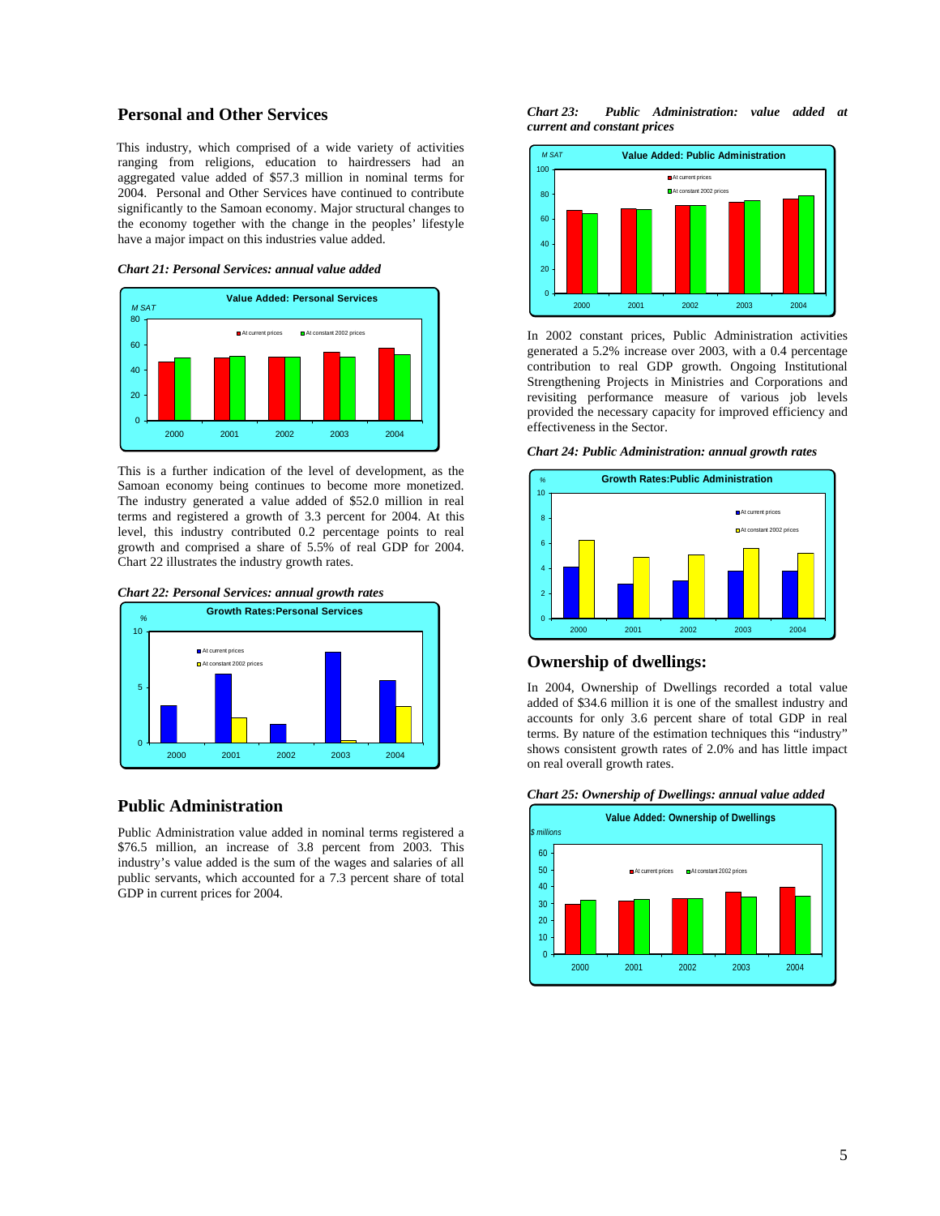## Personal and Other Services

This industry, which comprised of a wide variety of activities ranging from religions, education to hairdressers had an aggregated value added of $57.3 million in nominal terms for 2004. Personal and Other Services have continued to contribute significantly to the Samoan economy. Major structural changes to the economy together with the change in the peoples' lifestyle have a major impact on this industries value added.

***Chart 21: Personal Services: annual value added***

This is a further indication of the level of development, as the Samoan economy being continues to become more monetized. The industry generated a value added of $52.0 million in real terms and registered a growth of 3.3 percent for 2004. At this level, this industry contributed 0.2 percentage points to real growth and comprised a share of 5.5% of real GDP for 2004. Chart 22 illustrates the industry growth rates.

***Chart 22: Personal Services: annual growth rates***

## Public Administration

Public Administration value added in nominal terms registered a $76.5 million, an increase of 3.8 percent from 2003. This industry's value added is the sum of the wages and salaries of all public servants, which accounted for a 7.3 percent share of total GDP in current prices for 2004.

***Chart 23: Public Administration: value added at current and constant prices***

In 2002 constant prices, Public Administration activities generated a 5.2% increase over 2003, with a 0.4 percentage contribution to real GDP growth. Ongoing Institutional Strengthening Projects in Ministries and Corporations and revisiting performance measure of various job levels provided the necessary capacity for improved efficiency and effectiveness in the Sector.

***Chart 24: Public Administration: annual growth rates***

## Ownership of dwellings:

In 2004, Ownership of Dwellings recorded a total value added of $34.6 million it is one of the smallest industry and accounts for only 3.6 percent share of total GDP in real terms. By nature of the estimation techniques this "industry" shows consistent growth rates of 2.0% and has little impact on real overall growth rates.

***Chart 25: Ownership of Dwellings: annual value added***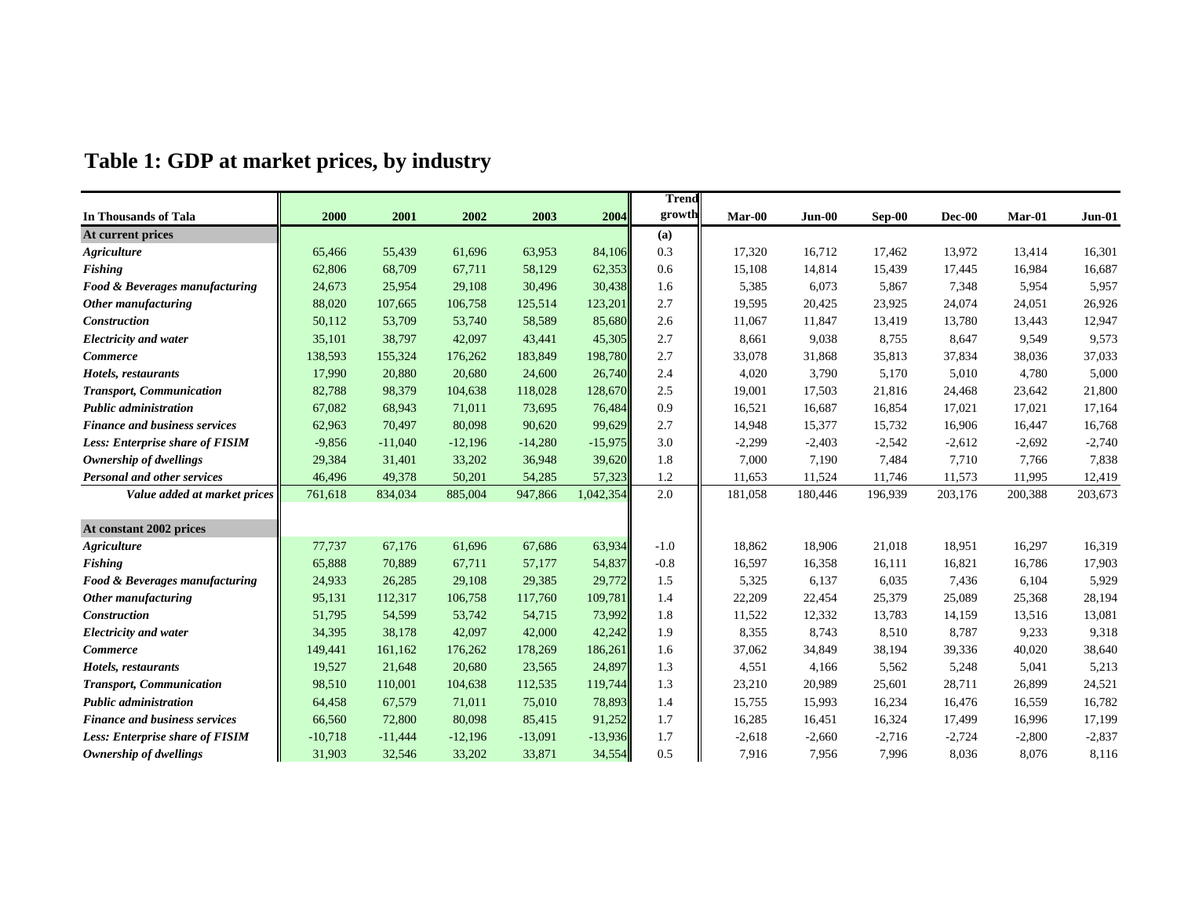# Table 1: GDP at market prices, by industry

| In Thousands of Tala | 2000 | 2001 | 2002 | 2003 | 2004 | Trend growth | Mar-00 | Jun-00 | Sep-00 | Dec-00 | Mar-01 | Jun-01 |
|---|---|---|---|---|---|---|---|---|---|---|---|---|
| **At current prices** | | | | | | **(a)** | | | | | | |
| ***Agriculture*** | 65,466 | 55,439 | 61,696 | 63,953 | 84,106 | 0.3 | 17,320 | 16,712 | 17,462 | 13,972 | 13,414 | 16,301 |
| ***Fishing*** | 62,806 | 68,709 | 67,711 | 58,129 | 62,353 | 0.6 | 15,108 | 14,814 | 15,439 | 17,445 | 16,984 | 16,687 |
| ***Food & Beverages manufacturing*** | 24,673 | 25,954 | 29,108 | 30,496 | 30,438 | 1.6 | 5,385 | 6,073 | 5,867 | 7,348 | 5,954 | 5,957 |
| ***Other manufacturing*** | 88,020 | 107,665 | 106,758 | 125,514 | 123,201 | 2.7 | 19,595 | 20,425 | 23,925 | 24,074 | 24,051 | 26,926 |
| ***Construction*** | 50,112 | 53,709 | 53,740 | 58,589 | 85,680 | 2.6 | 11,067 | 11,847 | 13,419 | 13,780 | 13,443 | 12,947 |
| ***Electricity and water*** | 35,101 | 38,797 | 42,097 | 43,441 | 45,305 | 2.7 | 8,661 | 9,038 | 8,755 | 8,647 | 9,549 | 9,573 |
| ***Commerce*** | 138,593 | 155,324 | 176,262 | 183,849 | 198,780 | 2.7 | 33,078 | 31,868 | 35,813 | 37,834 | 38,036 | 37,033 |
| ***Hotels, restaurants*** | 17,990 | 20,880 | 20,680 | 24,600 | 26,740 | 2.4 | 4,020 | 3,790 | 5,170 | 5,010 | 4,780 | 5,000 |
| ***Transport, Communication*** | 82,788 | 98,379 | 104,638 | 118,028 | 128,670 | 2.5 | 19,001 | 17,503 | 21,816 | 24,468 | 23,642 | 21,800 |
| ***Public administration*** | 67,082 | 68,943 | 71,011 | 73,695 | 76,484 | 0.9 | 16,521 | 16,687 | 16,854 | 17,021 | 17,021 | 17,164 |
| ***Finance and business services*** | 62,963 | 70,497 | 80,098 | 90,620 | 99,629 | 2.7 | 14,948 | 15,377 | 15,732 | 16,906 | 16,447 | 16,768 |
| ***Less: Enterprise share of FISIM*** | -9,856 | -11,040 | -12,196 | -14,280 | -15,975 | 3.0 | -2,299 | -2,403 | -2,542 | -2,612 | -2,692 | -2,740 |
| ***Ownership of dwellings*** | 29,384 | 31,401 | 33,202 | 36,948 | 39,620 | 1.8 | 7,000 | 7,190 | 7,484 | 7,710 | 7,766 | 7,838 |
| ***Personal and other services*** | 46,496 | 49,378 | 50,201 | 54,285 | 57,323 | 1.2 | 11,653 | 11,524 | 11,746 | 11,573 | 11,995 | 12,419 |
| ***Value added at market prices*** | 761,618 | 834,034 | 885,004 | 947,866 | 1,042,354 | 2.0 | 181,058 | 180,446 | 196,939 | 203,176 | 200,388 | 203,673 |
| **At constant 2002 prices** | | | | | | | | | | | | |
| ***Agriculture*** | 77,737 | 67,176 | 61,696 | 67,686 | 63,934 | -1.0 | 18,862 | 18,906 | 21,018 | 18,951 | 16,297 | 16,319 |
| ***Fishing*** | 65,888 | 70,889 | 67,711 | 57,177 | 54,837 | -0.8 | 16,597 | 16,358 | 16,111 | 16,821 | 16,786 | 17,903 |
| ***Food & Beverages manufacturing*** | 24,933 | 26,285 | 29,108 | 29,385 | 29,772 | 1.5 | 5,325 | 6,137 | 6,035 | 7,436 | 6,104 | 5,929 |
| ***Other manufacturing*** | 95,131 | 112,317 | 106,758 | 117,760 | 109,781 | 1.4 | 22,209 | 22,454 | 25,379 | 25,089 | 25,368 | 28,194 |
| ***Construction*** | 51,795 | 54,599 | 53,742 | 54,715 | 73,992 | 1.8 | 11,522 | 12,332 | 13,783 | 14,159 | 13,516 | 13,081 |
| ***Electricity and water*** | 34,395 | 38,178 | 42,097 | 42,000 | 42,242 | 1.9 | 8,355 | 8,743 | 8,510 | 8,787 | 9,233 | 9,318 |
| ***Commerce*** | 149,441 | 161,162 | 176,262 | 178,269 | 186,261 | 1.6 | 37,062 | 34,849 | 38,194 | 39,336 | 40,020 | 38,640 |
| ***Hotels, restaurants*** | 19,527 | 21,648 | 20,680 | 23,565 | 24,897 | 1.3 | 4,551 | 4,166 | 5,562 | 5,248 | 5,041 | 5,213 |
| ***Transport, Communication*** | 98,510 | 110,001 | 104,638 | 112,535 | 119,744 | 1.3 | 23,210 | 20,989 | 25,601 | 28,711 | 26,899 | 24,521 |
| ***Public administration*** | 64,458 | 67,579 | 71,011 | 75,010 | 78,893 | 1.4 | 15,755 | 15,993 | 16,234 | 16,476 | 16,559 | 16,782 |
| ***Finance and business services*** | 66,560 | 72,800 | 80,098 | 85,415 | 91,252 | 1.7 | 16,285 | 16,451 | 16,324 | 17,499 | 16,996 | 17,199 |
| ***Less: Enterprise share of FISIM*** | -10,718 | -11,444 | -12,196 | -13,091 | -13,936 | 1.7 | -2,618 | -2,660 | -2,716 | -2,724 | -2,800 | -2,837 |
| ***Ownership of dwellings*** | 31,903 | 32,546 | 33,202 | 33,871 | 34,554 | 0.5 | 7,916 | 7,956 | 7,996 | 8,036 | 8,076 | 8,116 |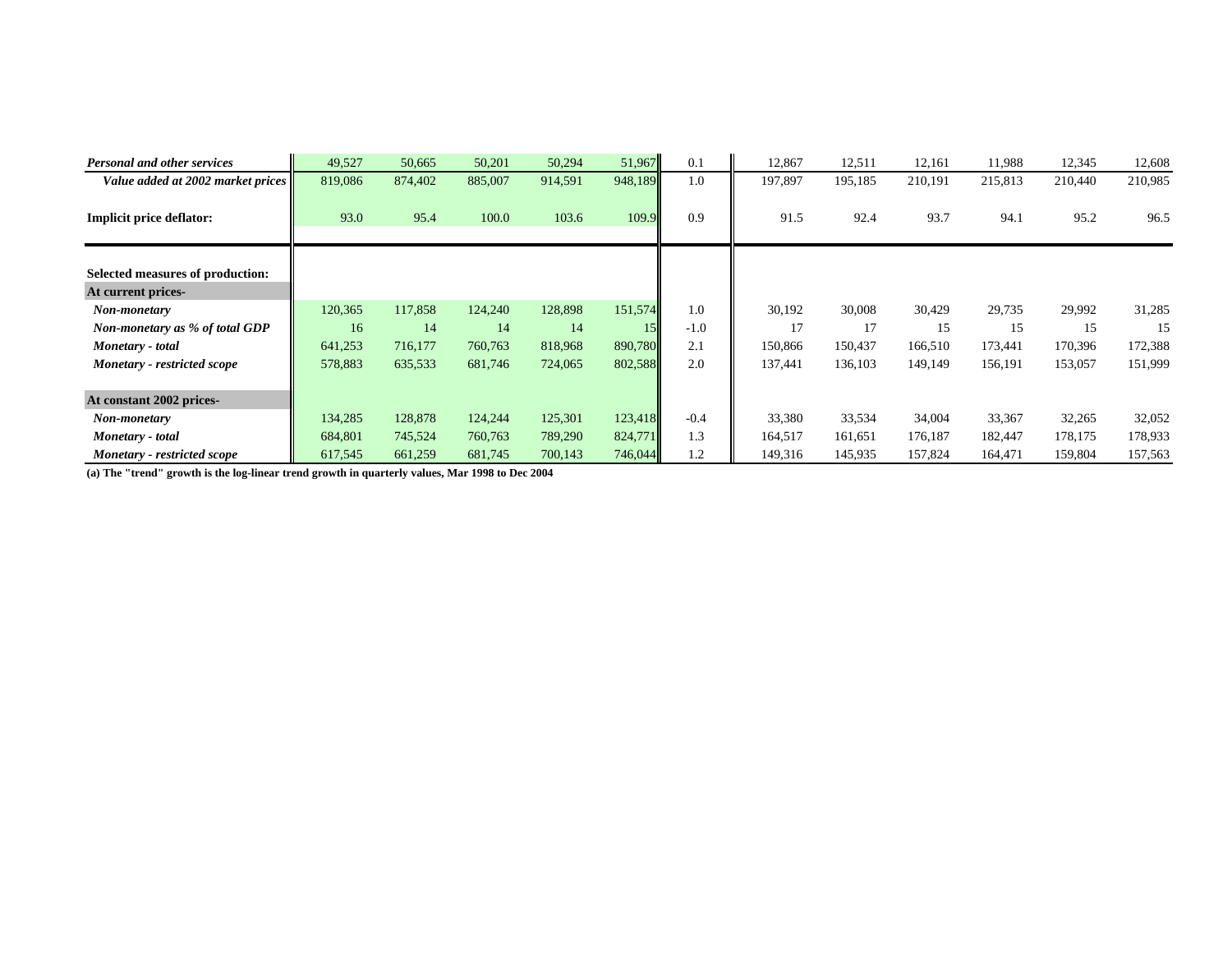| | | | | | | | | | | | | |
|---|---|---|---|---|---|---|---|---|---|---|---|---|
| ***Personal and other services*** | 49,527 | 50,665 | 50,201 | 50,294 | 51,967 | 0.1 | 12,867 | 12,511 | 12,161 | 11,988 | 12,345 | 12,608 |
| ***Value added at 2002 market prices*** | 819,086 | 874,402 | 885,007 | 914,591 | 948,189 | 1.0 | 197,897 | 195,185 | 210,191 | 215,813 | 210,440 | 210,985 |
| **Implicit price deflator:** | 93.0 | 95.4 | 100.0 | 103.6 | 109.9 | 0.9 | 91.5 | 92.4 | 93.7 | 94.1 | 95.2 | 96.5 |
| **Selected measures of production:** | | | | | | | | | | | | |
| **At current prices-** | | | | | | | | | | | | |
| ***Non-monetary*** | 120,365 | 117,858 | 124,240 | 128,898 | 151,574 | 1.0 | 30,192 | 30,008 | 30,429 | 29,735 | 29,992 | 31,285 |
| ***Non-monetary as % of total GDP*** | 16 | 14 | 14 | 14 | 15 | -1.0 | 17 | 17 | 15 | 15 | 15 | 15 |
| ***Monetary - total*** | 641,253 | 716,177 | 760,763 | 818,968 | 890,780 | 2.1 | 150,866 | 150,437 | 166,510 | 173,441 | 170,396 | 172,388 |
| ***Monetary - restricted scope*** | 578,883 | 635,533 | 681,746 | 724,065 | 802,588 | 2.0 | 137,441 | 136,103 | 149,149 | 156,191 | 153,057 | 151,999 |
| **At constant 2002 prices-** | | | | | | | | | | | | |
| ***Non-monetary*** | 134,285 | 128,878 | 124,244 | 125,301 | 123,418 | -0.4 | 33,380 | 33,534 | 34,004 | 33,367 | 32,265 | 32,052 |
| ***Monetary - total*** | 684,801 | 745,524 | 760,763 | 789,290 | 824,771 | 1.3 | 164,517 | 161,651 | 176,187 | 182,447 | 178,175 | 178,933 |
| ***Monetary - restricted scope*** | 617,545 | 661,259 | 681,745 | 700,143 | 746,044 | 1.2 | 149,316 | 145,935 | 157,824 | 164,471 | 159,804 | 157,563 |

**(a) The "trend" growth is the log-linear trend growth in quarterly values, Mar 1998 to Dec 2004**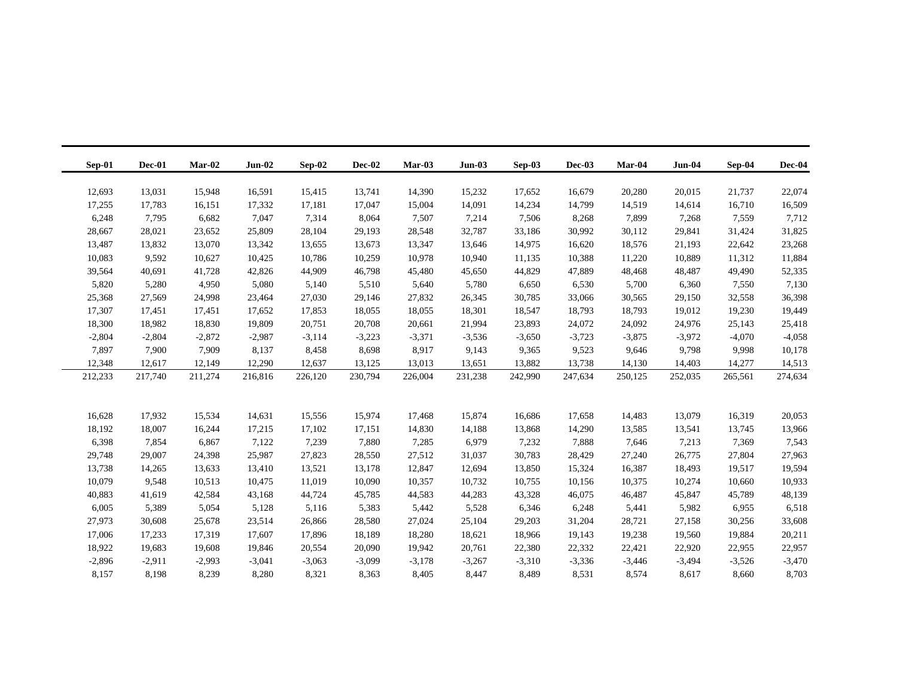| Sep-01 | Dec-01 | Mar-02 | Jun-02 | Sep-02 | Dec-02 | Mar-03 | Jun-03 | Sep-03 | Dec-03 | Mar-04 | Jun-04 | Sep-04 | Dec-04 |
|---|---|---|---|---|---|---|---|---|---|---|---|---|---|
| 12,693 | 13,031 | 15,948 | 16,591 | 15,415 | 13,741 | 14,390 | 15,232 | 17,652 | 16,679 | 20,280 | 20,015 | 21,737 | 22,074 |
| 17,255 | 17,783 | 16,151 | 17,332 | 17,181 | 17,047 | 15,004 | 14,091 | 14,234 | 14,799 | 14,519 | 14,614 | 16,710 | 16,509 |
| 6,248 | 7,795 | 6,682 | 7,047 | 7,314 | 8,064 | 7,507 | 7,214 | 7,506 | 8,268 | 7,899 | 7,268 | 7,559 | 7,712 |
| 28,667 | 28,021 | 23,652 | 25,809 | 28,104 | 29,193 | 28,548 | 32,787 | 33,186 | 30,992 | 30,112 | 29,841 | 31,424 | 31,825 |
| 13,487 | 13,832 | 13,070 | 13,342 | 13,655 | 13,673 | 13,347 | 13,646 | 14,975 | 16,620 | 18,576 | 21,193 | 22,642 | 23,268 |
| 10,083 | 9,592 | 10,627 | 10,425 | 10,786 | 10,259 | 10,978 | 10,940 | 11,135 | 10,388 | 11,220 | 10,889 | 11,312 | 11,884 |
| 39,564 | 40,691 | 41,728 | 42,826 | 44,909 | 46,798 | 45,480 | 45,650 | 44,829 | 47,889 | 48,468 | 48,487 | 49,490 | 52,335 |
| 5,820 | 5,280 | 4,950 | 5,080 | 5,140 | 5,510 | 5,640 | 5,780 | 6,650 | 6,530 | 5,700 | 6,360 | 7,550 | 7,130 |
| 25,368 | 27,569 | 24,998 | 23,464 | 27,030 | 29,146 | 27,832 | 26,345 | 30,785 | 33,066 | 30,565 | 29,150 | 32,558 | 36,398 |
| 17,307 | 17,451 | 17,451 | 17,652 | 17,853 | 18,055 | 18,055 | 18,301 | 18,547 | 18,793 | 18,793 | 19,012 | 19,230 | 19,449 |
| 18,300 | 18,982 | 18,830 | 19,809 | 20,751 | 20,708 | 20,661 | 21,994 | 23,893 | 24,072 | 24,092 | 24,976 | 25,143 | 25,418 |
| -2,804 | -2,804 | -2,872 | -2,987 | -3,114 | -3,223 | -3,371 | -3,536 | -3,650 | -3,723 | -3,875 | -3,972 | -4,070 | -4,058 |
| 7,897 | 7,900 | 7,909 | 8,137 | 8,458 | 8,698 | 8,917 | 9,143 | 9,365 | 9,523 | 9,646 | 9,798 | 9,998 | 10,178 |
| 12,348 | 12,617 | 12,149 | 12,290 | 12,637 | 13,125 | 13,013 | 13,651 | 13,882 | 13,738 | 14,130 | 14,403 | 14,277 | 14,513 |
| 212,233 | 217,740 | 211,274 | 216,816 | 226,120 | 230,794 | 226,004 | 231,238 | 242,990 | 247,634 | 250,125 | 252,035 | 265,561 | 274,634 |
| | | | | | | | | | | | | | |
| 16,628 | 17,932 | 15,534 | 14,631 | 15,556 | 15,974 | 17,468 | 15,874 | 16,686 | 17,658 | 14,483 | 13,079 | 16,319 | 20,053 |
| 18,192 | 18,007 | 16,244 | 17,215 | 17,102 | 17,151 | 14,830 | 14,188 | 13,868 | 14,290 | 13,585 | 13,541 | 13,745 | 13,966 |
| 6,398 | 7,854 | 6,867 | 7,122 | 7,239 | 7,880 | 7,285 | 6,979 | 7,232 | 7,888 | 7,646 | 7,213 | 7,369 | 7,543 |
| 29,748 | 29,007 | 24,398 | 25,987 | 27,823 | 28,550 | 27,512 | 31,037 | 30,783 | 28,429 | 27,240 | 26,775 | 27,804 | 27,963 |
| 13,738 | 14,265 | 13,633 | 13,410 | 13,521 | 13,178 | 12,847 | 12,694 | 13,850 | 15,324 | 16,387 | 18,493 | 19,517 | 19,594 |
| 10,079 | 9,548 | 10,513 | 10,475 | 11,019 | 10,090 | 10,357 | 10,732 | 10,755 | 10,156 | 10,375 | 10,274 | 10,660 | 10,933 |
| 40,883 | 41,619 | 42,584 | 43,168 | 44,724 | 45,785 | 44,583 | 44,283 | 43,328 | 46,075 | 46,487 | 45,847 | 45,789 | 48,139 |
| 6,005 | 5,389 | 5,054 | 5,128 | 5,116 | 5,383 | 5,442 | 5,528 | 6,346 | 6,248 | 5,441 | 5,982 | 6,955 | 6,518 |
| 27,973 | 30,608 | 25,678 | 23,514 | 26,866 | 28,580 | 27,024 | 25,104 | 29,203 | 31,204 | 28,721 | 27,158 | 30,256 | 33,608 |
| 17,006 | 17,233 | 17,319 | 17,607 | 17,896 | 18,189 | 18,280 | 18,621 | 18,966 | 19,143 | 19,238 | 19,560 | 19,884 | 20,211 |
| 18,922 | 19,683 | 19,608 | 19,846 | 20,554 | 20,090 | 19,942 | 20,761 | 22,380 | 22,332 | 22,421 | 22,920 | 22,955 | 22,957 |
| -2,896 | -2,911 | -2,993 | -3,041 | -3,063 | -3,099 | -3,178 | -3,267 | -3,310 | -3,336 | -3,446 | -3,494 | -3,526 | -3,470 |
| 8,157 | 8,198 | 8,239 | 8,280 | 8,321 | 8,363 | 8,405 | 8,447 | 8,489 | 8,531 | 8,574 | 8,617 | 8,660 | 8,703 |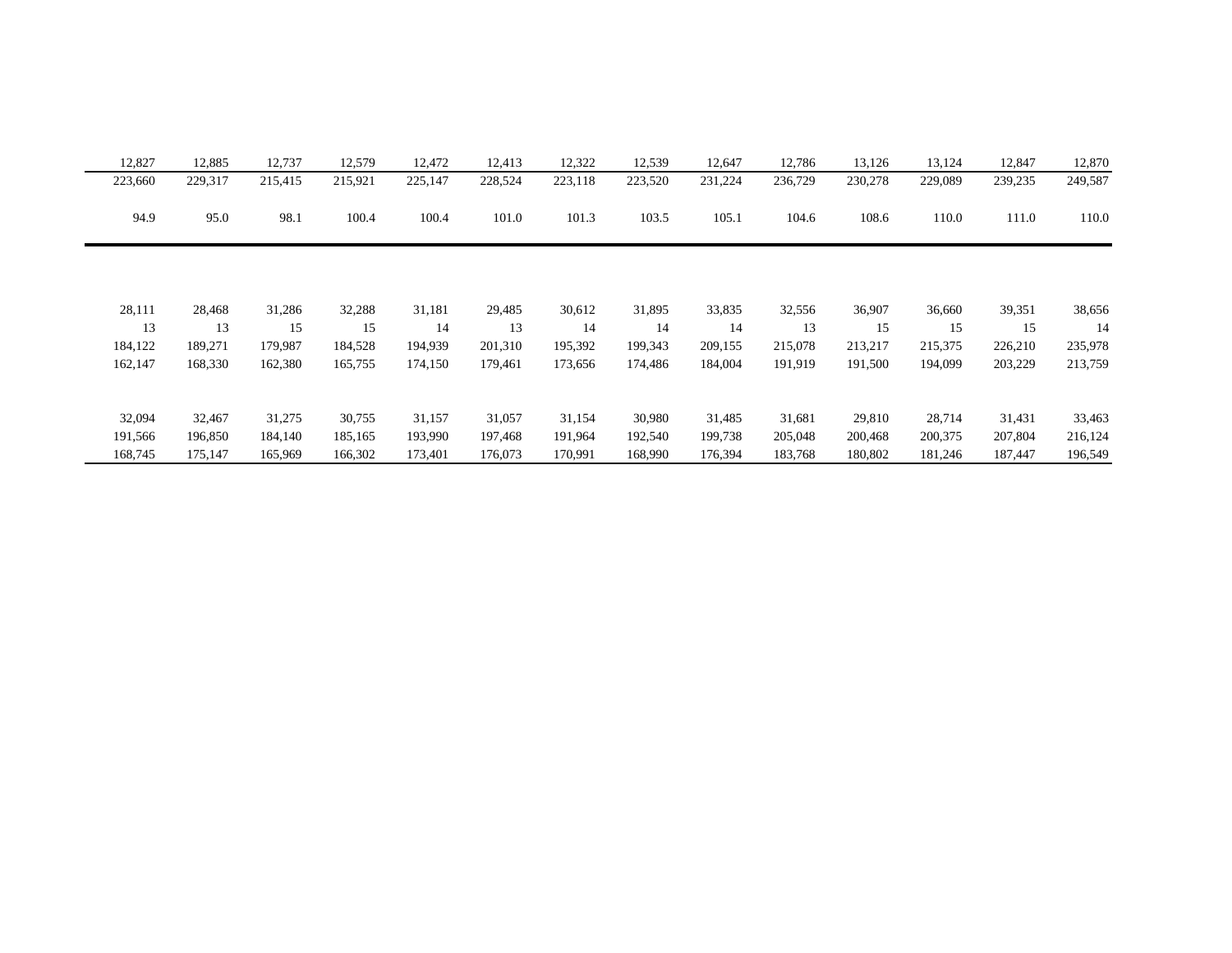| | | | | | | | | | | | | | |
|---|---|---|---|---|---|---|---|---|---|---|---|---|---|
| 12,827 | 12,885 | 12,737 | 12,579 | 12,472 | 12,413 | 12,322 | 12,539 | 12,647 | 12,786 | 13,126 | 13,124 | 12,847 | 12,870 |
| 223,660 | 229,317 | 215,415 | 215,921 | 225,147 | 228,524 | 223,118 | 223,520 | 231,224 | 236,729 | 230,278 | 229,089 | 239,235 | 249,587 |
| 94.9 | 95.0 | 98.1 | 100.4 | 100.4 | 101.0 | 101.3 | 103.5 | 105.1 | 104.6 | 108.6 | 110.0 | 111.0 | 110.0 |
| | | | | | | | | | | | | | |
| 28,111 | 28,468 | 31,286 | 32,288 | 31,181 | 29,485 | 30,612 | 31,895 | 33,835 | 32,556 | 36,907 | 36,660 | 39,351 | 38,656 |
| 13 | 13 | 15 | 15 | 14 | 13 | 14 | 14 | 14 | 13 | 15 | 15 | 15 | 14 |
| 184,122 | 189,271 | 179,987 | 184,528 | 194,939 | 201,310 | 195,392 | 199,343 | 209,155 | 215,078 | 213,217 | 215,375 | 226,210 | 235,978 |
| 162,147 | 168,330 | 162,380 | 165,755 | 174,150 | 179,461 | 173,656 | 174,486 | 184,004 | 191,919 | 191,500 | 194,099 | 203,229 | 213,759 |
| | | | | | | | | | | | | | |
| 32,094 | 32,467 | 31,275 | 30,755 | 31,157 | 31,057 | 31,154 | 30,980 | 31,485 | 31,681 | 29,810 | 28,714 | 31,431 | 33,463 |
| 191,566 | 196,850 | 184,140 | 185,165 | 193,990 | 197,468 | 191,964 | 192,540 | 199,738 | 205,048 | 200,468 | 200,375 | 207,804 | 216,124 |
| 168,745 | 175,147 | 165,969 | 166,302 | 173,401 | 176,073 | 170,991 | 168,990 | 176,394 | 183,768 | 180,802 | 181,246 | 187,447 | 196,549 |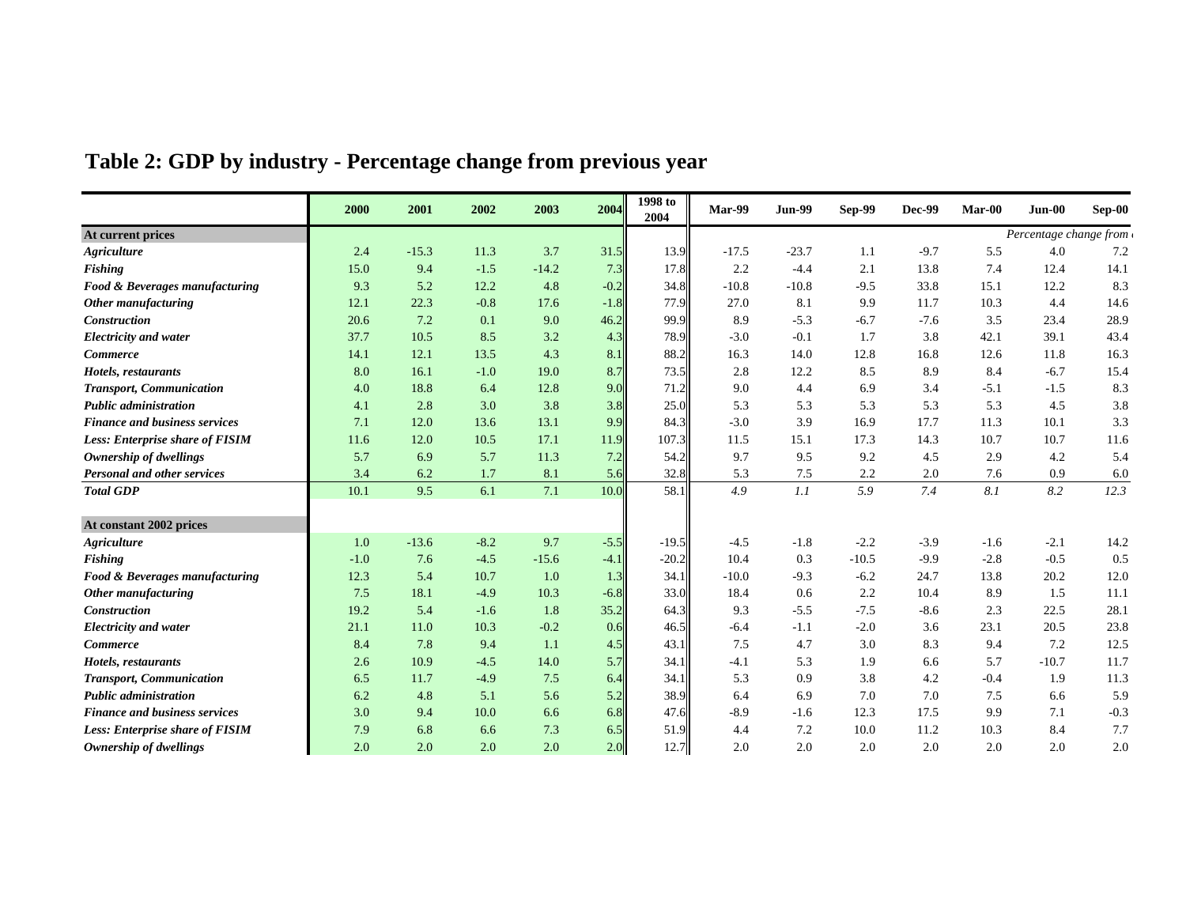# Table 2: GDP by industry - Percentage change from previous year

| | 2000 | 2001 | 2002 | 2003 | 2004 | 1998 to 2004 | Mar-99 | Jun-99 | Sep-99 | Dec-99 | Mar-00 | Jun-00 | Sep-00 |
|---|---|---|---|---|---|---|---|---|---|---|---|---|---|
| **At current prices** | | | | | | | | | | | | *Percentage change from* | |
| ***Agriculture*** | 2.4 | -15.3 | 11.3 | 3.7 | 31.5 | 13.9 | -17.5 | -23.7 | 1.1 | -9.7 | 5.5 | 4.0 | 7.2 |
| ***Fishing*** | 15.0 | 9.4 | -1.5 | -14.2 | 7.3 | 17.8 | 2.2 | -4.4 | 2.1 | 13.8 | 7.4 | 12.4 | 14.1 |
| ***Food & Beverages manufacturing*** | 9.3 | 5.2 | 12.2 | 4.8 | -0.2 | 34.8 | -10.8 | -10.8 | -9.5 | 33.8 | 15.1 | 12.2 | 8.3 |
| ***Other manufacturing*** | 12.1 | 22.3 | -0.8 | 17.6 | -1.8 | 77.9 | 27.0 | 8.1 | 9.9 | 11.7 | 10.3 | 4.4 | 14.6 |
| ***Construction*** | 20.6 | 7.2 | 0.1 | 9.0 | 46.2 | 99.9 | 8.9 | -5.3 | -6.7 | -7.6 | 3.5 | 23.4 | 28.9 |
| ***Electricity and water*** | 37.7 | 10.5 | 8.5 | 3.2 | 4.3 | 78.9 | -3.0 | -0.1 | 1.7 | 3.8 | 42.1 | 39.1 | 43.4 |
| ***Commerce*** | 14.1 | 12.1 | 13.5 | 4.3 | 8.1 | 88.2 | 16.3 | 14.0 | 12.8 | 16.8 | 12.6 | 11.8 | 16.3 |
| ***Hotels, restaurants*** | 8.0 | 16.1 | -1.0 | 19.0 | 8.7 | 73.5 | 2.8 | 12.2 | 8.5 | 8.9 | 8.4 | -6.7 | 15.4 |
| ***Transport, Communication*** | 4.0 | 18.8 | 6.4 | 12.8 | 9.0 | 71.2 | 9.0 | 4.4 | 6.9 | 3.4 | -5.1 | -1.5 | 8.3 |
| ***Public administration*** | 4.1 | 2.8 | 3.0 | 3.8 | 3.8 | 25.0 | 5.3 | 5.3 | 5.3 | 5.3 | 5.3 | 4.5 | 3.8 |
| ***Finance and business services*** | 7.1 | 12.0 | 13.6 | 13.1 | 9.9 | 84.3 | -3.0 | 3.9 | 16.9 | 17.7 | 11.3 | 10.1 | 3.3 |
| ***Less: Enterprise share of FISIM*** | 11.6 | 12.0 | 10.5 | 17.1 | 11.9 | 107.3 | 11.5 | 15.1 | 17.3 | 14.3 | 10.7 | 10.7 | 11.6 |
| ***Ownership of dwellings*** | 5.7 | 6.9 | 5.7 | 11.3 | 7.2 | 54.2 | 9.7 | 9.5 | 9.2 | 4.5 | 2.9 | 4.2 | 5.4 |
| ***Personal and other services*** | 3.4 | 6.2 | 1.7 | 8.1 | 5.6 | 32.8 | 5.3 | 7.5 | 2.2 | 2.0 | 7.6 | 0.9 | 6.0 |
| ***Total GDP*** | 10.1 | 9.5 | 6.1 | 7.1 | 10.0 | 58.1 | *4.9* | *1.1* | *5.9* | *7.4* | *8.1* | *8.2* | *12.3* |
| **At constant 2002 prices** | | | | | | | | | | | | | |
| ***Agriculture*** | 1.0 | -13.6 | -8.2 | 9.7 | -5.5 | -19.5 | -4.5 | -1.8 | -2.2 | -3.9 | -1.6 | -2.1 | 14.2 |
| ***Fishing*** | -1.0 | 7.6 | -4.5 | -15.6 | -4.1 | -20.2 | 10.4 | 0.3 | -10.5 | -9.9 | -2.8 | -0.5 | 0.5 |
| ***Food & Beverages manufacturing*** | 12.3 | 5.4 | 10.7 | 1.0 | 1.3 | 34.1 | -10.0 | -9.3 | -6.2 | 24.7 | 13.8 | 20.2 | 12.0 |
| ***Other manufacturing*** | 7.5 | 18.1 | -4.9 | 10.3 | -6.8 | 33.0 | 18.4 | 0.6 | 2.2 | 10.4 | 8.9 | 1.5 | 11.1 |
| ***Construction*** | 19.2 | 5.4 | -1.6 | 1.8 | 35.2 | 64.3 | 9.3 | -5.5 | -7.5 | -8.6 | 2.3 | 22.5 | 28.1 |
| ***Electricity and water*** | 21.1 | 11.0 | 10.3 | -0.2 | 0.6 | 46.5 | -6.4 | -1.1 | -2.0 | 3.6 | 23.1 | 20.5 | 23.8 |
| ***Commerce*** | 8.4 | 7.8 | 9.4 | 1.1 | 4.5 | 43.1 | 7.5 | 4.7 | 3.0 | 8.3 | 9.4 | 7.2 | 12.5 |
| ***Hotels, restaurants*** | 2.6 | 10.9 | -4.5 | 14.0 | 5.7 | 34.1 | -4.1 | 5.3 | 1.9 | 6.6 | 5.7 | -10.7 | 11.7 |
| ***Transport, Communication*** | 6.5 | 11.7 | -4.9 | 7.5 | 6.4 | 34.1 | 5.3 | 0.9 | 3.8 | 4.2 | -0.4 | 1.9 | 11.3 |
| ***Public administration*** | 6.2 | 4.8 | 5.1 | 5.6 | 5.2 | 38.9 | 6.4 | 6.9 | 7.0 | 7.0 | 7.5 | 6.6 | 5.9 |
| ***Finance and business services*** | 3.0 | 9.4 | 10.0 | 6.6 | 6.8 | 47.6 | -8.9 | -1.6 | 12.3 | 17.5 | 9.9 | 7.1 | -0.3 |
| ***Less: Enterprise share of FISIM*** | 7.9 | 6.8 | 6.6 | 7.3 | 6.5 | 51.9 | 4.4 | 7.2 | 10.0 | 11.2 | 10.3 | 8.4 | 7.7 |
| ***Ownership of dwellings*** | 2.0 | 2.0 | 2.0 | 2.0 | 2.0 | 12.7 | 2.0 | 2.0 | 2.0 | 2.0 | 2.0 | 2.0 | 2.0 |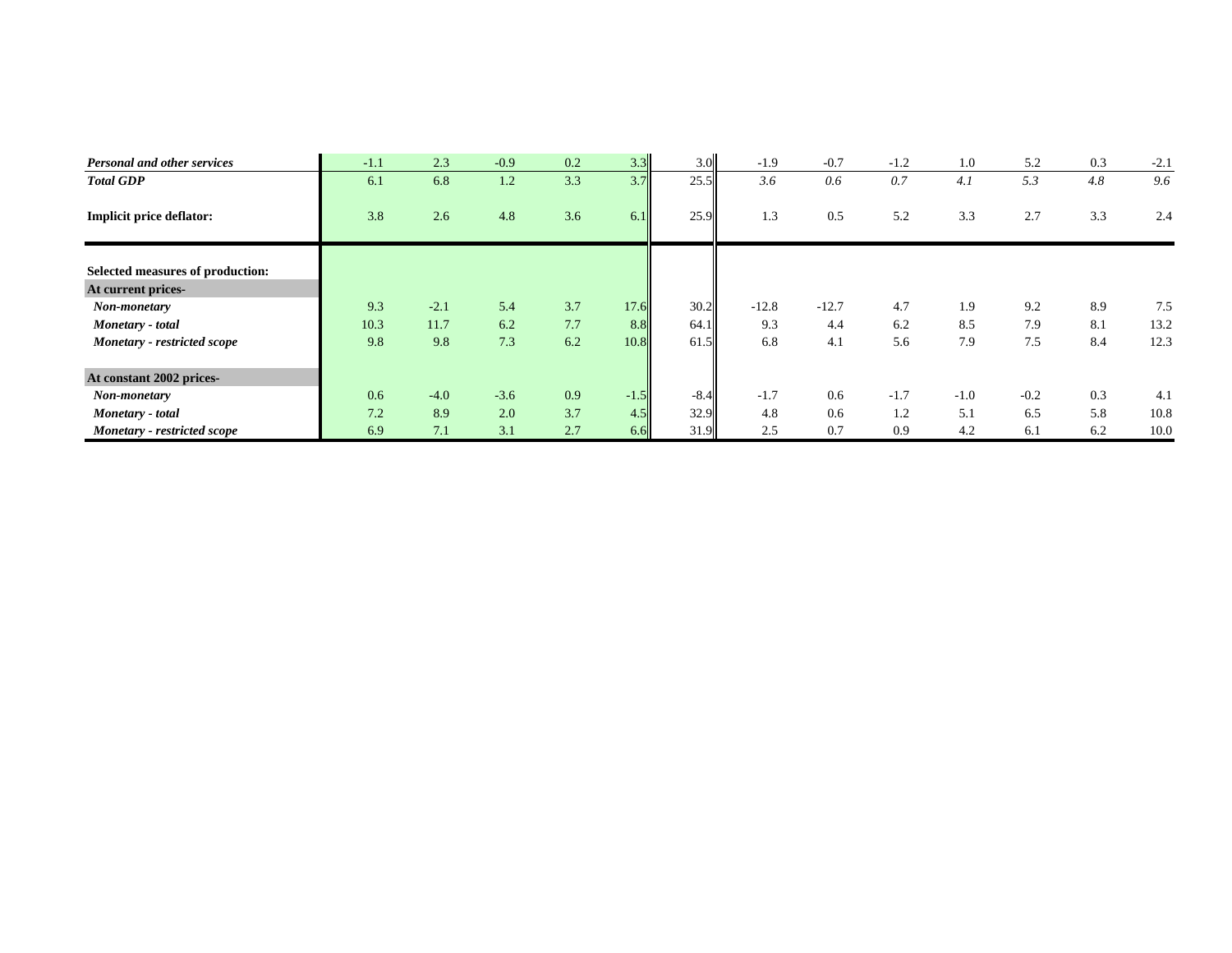| | | | | | | | | | | | | | |
|---|---|---|---|---|---|---|---|---|---|---|---|---|---|
| ***Personal and other services*** | -1.1 | 2.3 | -0.9 | 0.2 | 3.3 | 3.0 | -1.9 | -0.7 | -1.2 | 1.0 | 5.2 | 0.3 | -2.1 |
| ***Total GDP*** | 6.1 | 6.8 | 1.2 | 3.3 | 3.7 | 25.5 | *3.6* | *0.6* | *0.7* | *4.1* | *5.3* | *4.8* | *9.6* |
| **Implicit price deflator:** | 3.8 | 2.6 | 4.8 | 3.6 | 6.1 | 25.9 | 1.3 | 0.5 | 5.2 | 3.3 | 2.7 | 3.3 | 2.4 |
| **Selected measures of production:** | | | | | | | | | | | | | |
| **At current prices-** | | | | | | | | | | | | | |
| ***Non-monetary*** | 9.3 | -2.1 | 5.4 | 3.7 | 17.6 | 30.2 | -12.8 | -12.7 | 4.7 | 1.9 | 9.2 | 8.9 | 7.5 |
| ***Monetary - total*** | 10.3 | 11.7 | 6.2 | 7.7 | 8.8 | 64.1 | 9.3 | 4.4 | 6.2 | 8.5 | 7.9 | 8.1 | 13.2 |
| ***Monetary - restricted scope*** | 9.8 | 9.8 | 7.3 | 6.2 | 10.8 | 61.5 | 6.8 | 4.1 | 5.6 | 7.9 | 7.5 | 8.4 | 12.3 |
| **At constant 2002 prices-** | | | | | | | | | | | | | |
| ***Non-monetary*** | 0.6 | -4.0 | -3.6 | 0.9 | -1.5 | -8.4 | -1.7 | 0.6 | -1.7 | -1.0 | -0.2 | 0.3 | 4.1 |
| ***Monetary - total*** | 7.2 | 8.9 | 2.0 | 3.7 | 4.5 | 32.9 | 4.8 | 0.6 | 1.2 | 5.1 | 6.5 | 5.8 | 10.8 |
| ***Monetary - restricted scope*** | 6.9 | 7.1 | 3.1 | 2.7 | 6.6 | 31.9 | 2.5 | 0.7 | 0.9 | 4.2 | 6.1 | 6.2 | 10.0 |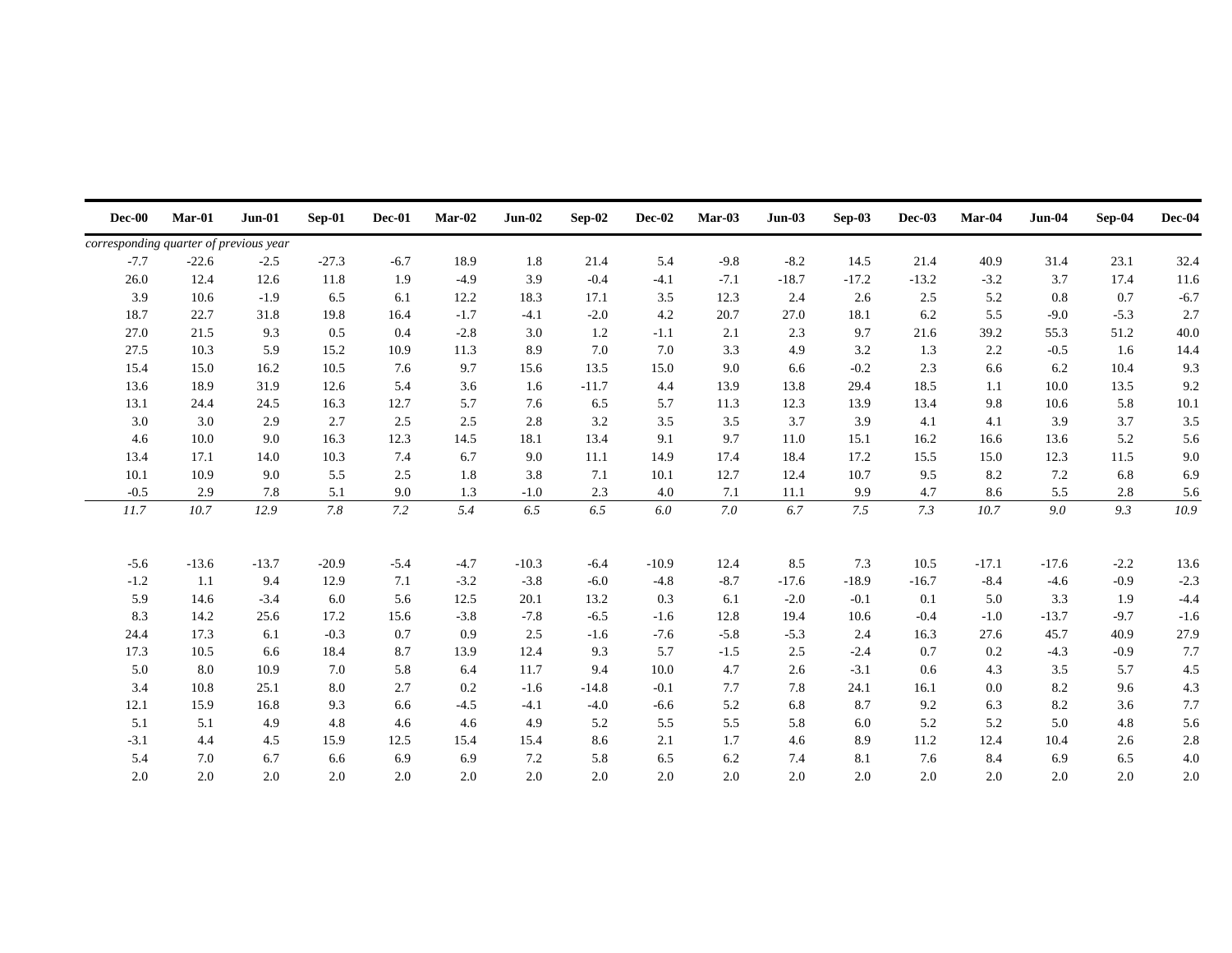| Dec-00 | Mar-01 | Jun-01 | Sep-01 | Dec-01 | Mar-02 | Jun-02 | Sep-02 | Dec-02 | Mar-03 | Jun-03 | Sep-03 | Dec-03 | Mar-04 | Jun-04 | Sep-04 | Dec-04 |
|---|---|---|---|---|---|---|---|---|---|---|---|---|---|---|---|---|
| *corresponding quarter of previous year* | | | | | | | | | | | | | | | | |
| -7.7 | -22.6 | -2.5 | -27.3 | -6.7 | 18.9 | 1.8 | 21.4 | 5.4 | -9.8 | -8.2 | 14.5 | 21.4 | 40.9 | 31.4 | 23.1 | 32.4 |
| 26.0 | 12.4 | 12.6 | 11.8 | 1.9 | -4.9 | 3.9 | -0.4 | -4.1 | -7.1 | -18.7 | -17.2 | -13.2 | -3.2 | 3.7 | 17.4 | 11.6 |
| 3.9 | 10.6 | -1.9 | 6.5 | 6.1 | 12.2 | 18.3 | 17.1 | 3.5 | 12.3 | 2.4 | 2.6 | 2.5 | 5.2 | 0.8 | 0.7 | -6.7 |
| 18.7 | 22.7 | 31.8 | 19.8 | 16.4 | -1.7 | -4.1 | -2.0 | 4.2 | 20.7 | 27.0 | 18.1 | 6.2 | 5.5 | -9.0 | -5.3 | 2.7 |
| 27.0 | 21.5 | 9.3 | 0.5 | 0.4 | -2.8 | 3.0 | 1.2 | -1.1 | 2.1 | 2.3 | 9.7 | 21.6 | 39.2 | 55.3 | 51.2 | 40.0 |
| 27.5 | 10.3 | 5.9 | 15.2 | 10.9 | 11.3 | 8.9 | 7.0 | 7.0 | 3.3 | 4.9 | 3.2 | 1.3 | 2.2 | -0.5 | 1.6 | 14.4 |
| 15.4 | 15.0 | 16.2 | 10.5 | 7.6 | 9.7 | 15.6 | 13.5 | 15.0 | 9.0 | 6.6 | -0.2 | 2.3 | 6.6 | 6.2 | 10.4 | 9.3 |
| 13.6 | 18.9 | 31.9 | 12.6 | 5.4 | 3.6 | 1.6 | -11.7 | 4.4 | 13.9 | 13.8 | 29.4 | 18.5 | 1.1 | 10.0 | 13.5 | 9.2 |
| 13.1 | 24.4 | 24.5 | 16.3 | 12.7 | 5.7 | 7.6 | 6.5 | 5.7 | 11.3 | 12.3 | 13.9 | 13.4 | 9.8 | 10.6 | 5.8 | 10.1 |
| 3.0 | 3.0 | 2.9 | 2.7 | 2.5 | 2.5 | 2.8 | 3.2 | 3.5 | 3.5 | 3.7 | 3.9 | 4.1 | 4.1 | 3.9 | 3.7 | 3.5 |
| 4.6 | 10.0 | 9.0 | 16.3 | 12.3 | 14.5 | 18.1 | 13.4 | 9.1 | 9.7 | 11.0 | 15.1 | 16.2 | 16.6 | 13.6 | 5.2 | 5.6 |
| 13.4 | 17.1 | 14.0 | 10.3 | 7.4 | 6.7 | 9.0 | 11.1 | 14.9 | 17.4 | 18.4 | 17.2 | 15.5 | 15.0 | 12.3 | 11.5 | 9.0 |
| 10.1 | 10.9 | 9.0 | 5.5 | 2.5 | 1.8 | 3.8 | 7.1 | 10.1 | 12.7 | 12.4 | 10.7 | 9.5 | 8.2 | 7.2 | 6.8 | 6.9 |
| -0.5 | 2.9 | 7.8 | 5.1 | 9.0 | 1.3 | -1.0 | 2.3 | 4.0 | 7.1 | 11.1 | 9.9 | 4.7 | 8.6 | 5.5 | 2.8 | 5.6 |
| *11.7* | *10.7* | *12.9* | *7.8* | *7.2* | *5.4* | *6.5* | *6.5* | *6.0* | *7.0* | *6.7* | *7.5* | *7.3* | *10.7* | *9.0* | *9.3* | *10.9* |
| | | | | | | | | | | | | | | | | |
| -5.6 | -13.6 | -13.7 | -20.9 | -5.4 | -4.7 | -10.3 | -6.4 | -10.9 | 12.4 | 8.5 | 7.3 | 10.5 | -17.1 | -17.6 | -2.2 | 13.6 |
| -1.2 | 1.1 | 9.4 | 12.9 | 7.1 | -3.2 | -3.8 | -6.0 | -4.8 | -8.7 | -17.6 | -18.9 | -16.7 | -8.4 | -4.6 | -0.9 | -2.3 |
| 5.9 | 14.6 | -3.4 | 6.0 | 5.6 | 12.5 | 20.1 | 13.2 | 0.3 | 6.1 | -2.0 | -0.1 | 0.1 | 5.0 | 3.3 | 1.9 | -4.4 |
| 8.3 | 14.2 | 25.6 | 17.2 | 15.6 | -3.8 | -7.8 | -6.5 | -1.6 | 12.8 | 19.4 | 10.6 | -0.4 | -1.0 | -13.7 | -9.7 | -1.6 |
| 24.4 | 17.3 | 6.1 | -0.3 | 0.7 | 0.9 | 2.5 | -1.6 | -7.6 | -5.8 | -5.3 | 2.4 | 16.3 | 27.6 | 45.7 | 40.9 | 27.9 |
| 17.3 | 10.5 | 6.6 | 18.4 | 8.7 | 13.9 | 12.4 | 9.3 | 5.7 | -1.5 | 2.5 | -2.4 | 0.7 | 0.2 | -4.3 | -0.9 | 7.7 |
| 5.0 | 8.0 | 10.9 | 7.0 | 5.8 | 6.4 | 11.7 | 9.4 | 10.0 | 4.7 | 2.6 | -3.1 | 0.6 | 4.3 | 3.5 | 5.7 | 4.5 |
| 3.4 | 10.8 | 25.1 | 8.0 | 2.7 | 0.2 | -1.6 | -14.8 | -0.1 | 7.7 | 7.8 | 24.1 | 16.1 | 0.0 | 8.2 | 9.6 | 4.3 |
| 12.1 | 15.9 | 16.8 | 9.3 | 6.6 | -4.5 | -4.1 | -4.0 | -6.6 | 5.2 | 6.8 | 8.7 | 9.2 | 6.3 | 8.2 | 3.6 | 7.7 |
| 5.1 | 5.1 | 4.9 | 4.8 | 4.6 | 4.6 | 4.9 | 5.2 | 5.5 | 5.5 | 5.8 | 6.0 | 5.2 | 5.2 | 5.0 | 4.8 | 5.6 |
| -3.1 | 4.4 | 4.5 | 15.9 | 12.5 | 15.4 | 15.4 | 8.6 | 2.1 | 1.7 | 4.6 | 8.9 | 11.2 | 12.4 | 10.4 | 2.6 | 2.8 |
| 5.4 | 7.0 | 6.7 | 6.6 | 6.9 | 6.9 | 7.2 | 5.8 | 6.5 | 6.2 | 7.4 | 8.1 | 7.6 | 8.4 | 6.9 | 6.5 | 4.0 |
| 2.0 | 2.0 | 2.0 | 2.0 | 2.0 | 2.0 | 2.0 | 2.0 | 2.0 | 2.0 | 2.0 | 2.0 | 2.0 | 2.0 | 2.0 | 2.0 | 2.0 |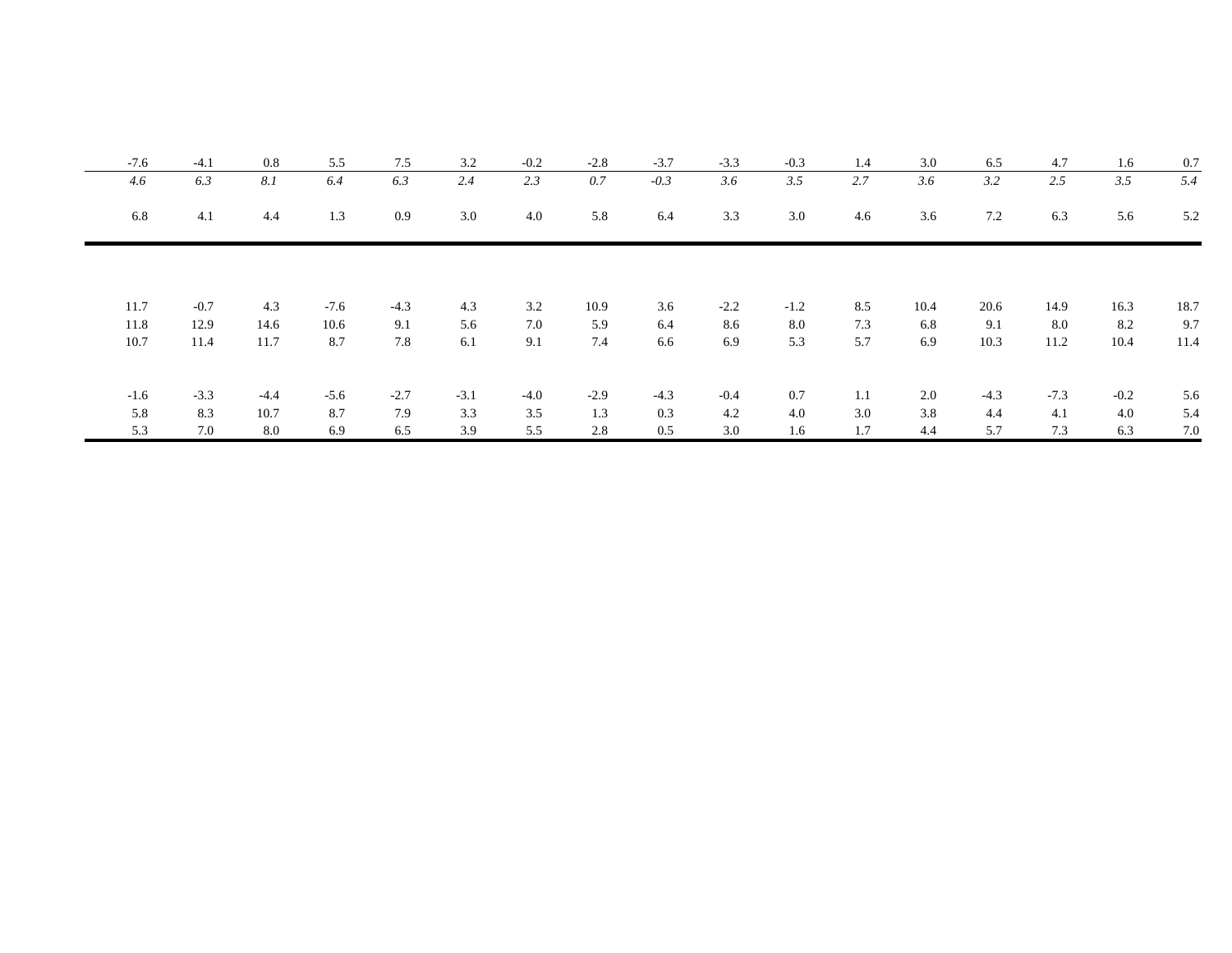| | | | | | | | | | | | | | | | | |
|---|---|---|---|---|---|---|---|---|---|---|---|---|---|---|---|---|
| -7.6 | -4.1 | 0.8 | 5.5 | 7.5 | 3.2 | -0.2 | -2.8 | -3.7 | -3.3 | -0.3 | 1.4 | 3.0 | 6.5 | 4.7 | 1.6 | 0.7 |
| *4.6* | *6.3* | *8.1* | *6.4* | *6.3* | *2.4* | *2.3* | *0.7* | *-0.3* | *3.6* | *3.5* | *2.7* | *3.6* | *3.2* | *2.5* | *3.5* | *5.4* |
| 6.8 | 4.1 | 4.4 | 1.3 | 0.9 | 3.0 | 4.0 | 5.8 | 6.4 | 3.3 | 3.0 | 4.6 | 3.6 | 7.2 | 6.3 | 5.6 | 5.2 |
| | | | | | | | | | | | | | | | | |
| 11.7 | -0.7 | 4.3 | -7.6 | -4.3 | 4.3 | 3.2 | 10.9 | 3.6 | -2.2 | -1.2 | 8.5 | 10.4 | 20.6 | 14.9 | 16.3 | 18.7 |
| 11.8 | 12.9 | 14.6 | 10.6 | 9.1 | 5.6 | 7.0 | 5.9 | 6.4 | 8.6 | 8.0 | 7.3 | 6.8 | 9.1 | 8.0 | 8.2 | 9.7 |
| 10.7 | 11.4 | 11.7 | 8.7 | 7.8 | 6.1 | 9.1 | 7.4 | 6.6 | 6.9 | 5.3 | 5.7 | 6.9 | 10.3 | 11.2 | 10.4 | 11.4 |
| | | | | | | | | | | | | | | | | |
| -1.6 | -3.3 | -4.4 | -5.6 | -2.7 | -3.1 | -4.0 | -2.9 | -4.3 | -0.4 | 0.7 | 1.1 | 2.0 | -4.3 | -7.3 | -0.2 | 5.6 |
| 5.8 | 8.3 | 10.7 | 8.7 | 7.9 | 3.3 | 3.5 | 1.3 | 0.3 | 4.2 | 4.0 | 3.0 | 3.8 | 4.4 | 4.1 | 4.0 | 5.4 |
| 5.3 | 7.0 | 8.0 | 6.9 | 6.5 | 3.9 | 5.5 | 2.8 | 0.5 | 3.0 | 1.6 | 1.7 | 4.4 | 5.7 | 7.3 | 6.3 | 7.0 |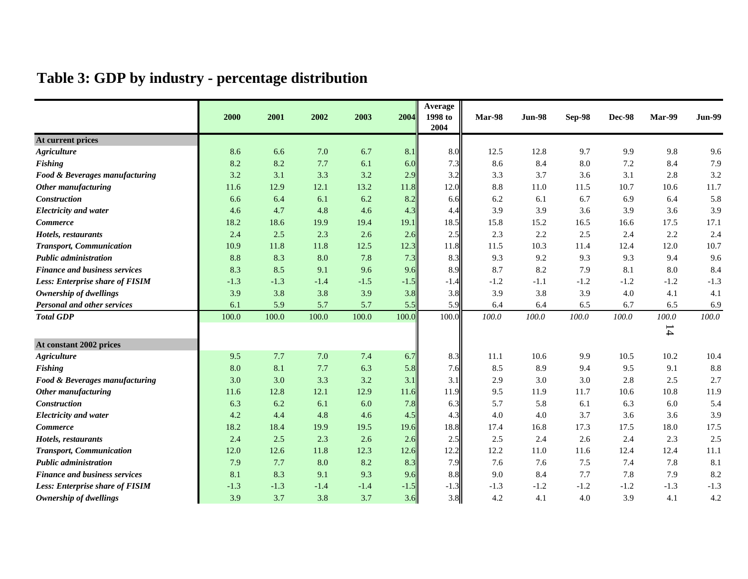# Table 3: GDP by industry - percentage distribution

| | 2000 | 2001 | 2002 | 2003 | 2004 | Average 1998 to 2004 | Mar-98 | Jun-98 | Sep-98 | Dec-98 | Mar-99 | Jun-99 |
|---|---|---|---|---|---|---|---|---|---|---|---|---|
| **At current prices** | | | | | | | | | | | | |
| ***Agriculture*** | 8.6 | 6.6 | 7.0 | 6.7 | 8.1 | 8.0 | 12.5 | 12.8 | 9.7 | 9.9 | 9.8 | 9.6 |
| ***Fishing*** | 8.2 | 8.2 | 7.7 | 6.1 | 6.0 | 7.3 | 8.6 | 8.4 | 8.0 | 7.2 | 8.4 | 7.9 |
| ***Food & Beverages manufacturing*** | 3.2 | 3.1 | 3.3 | 3.2 | 2.9 | 3.2 | 3.3 | 3.7 | 3.6 | 3.1 | 2.8 | 3.2 |
| ***Other manufacturing*** | 11.6 | 12.9 | 12.1 | 13.2 | 11.8 | 12.0 | 8.8 | 11.0 | 11.5 | 10.7 | 10.6 | 11.7 |
| ***Construction*** | 6.6 | 6.4 | 6.1 | 6.2 | 8.2 | 6.6 | 6.2 | 6.1 | 6.7 | 6.9 | 6.4 | 5.8 |
| ***Electricity and water*** | 4.6 | 4.7 | 4.8 | 4.6 | 4.3 | 4.4 | 3.9 | 3.9 | 3.6 | 3.9 | 3.6 | 3.9 |
| ***Commerce*** | 18.2 | 18.6 | 19.9 | 19.4 | 19.1 | 18.5 | 15.8 | 15.2 | 16.5 | 16.6 | 17.5 | 17.1 |
| ***Hotels, restaurants*** | 2.4 | 2.5 | 2.3 | 2.6 | 2.6 | 2.5 | 2.3 | 2.2 | 2.5 | 2.4 | 2.2 | 2.4 |
| ***Transport, Communication*** | 10.9 | 11.8 | 11.8 | 12.5 | 12.3 | 11.8 | 11.5 | 10.3 | 11.4 | 12.4 | 12.0 | 10.7 |
| ***Public administration*** | 8.8 | 8.3 | 8.0 | 7.8 | 7.3 | 8.3 | 9.3 | 9.2 | 9.3 | 9.3 | 9.4 | 9.6 |
| ***Finance and business services*** | 8.3 | 8.5 | 9.1 | 9.6 | 9.6 | 8.9 | 8.7 | 8.2 | 7.9 | 8.1 | 8.0 | 8.4 |
| ***Less: Enterprise share of FISIM*** | -1.3 | -1.3 | -1.4 | -1.5 | -1.5 | -1.4 | -1.2 | -1.1 | -1.2 | -1.2 | -1.2 | -1.3 |
| ***Ownership of dwellings*** | 3.9 | 3.8 | 3.8 | 3.9 | 3.8 | 3.8 | 3.9 | 3.8 | 3.9 | 4.0 | 4.1 | 4.1 |
| ***Personal and other services*** | 6.1 | 5.9 | 5.7 | 5.7 | 5.5 | 5.9 | 6.4 | 6.4 | 6.5 | 6.7 | 6.5 | 6.9 |
| ***Total GDP*** | 100.0 | 100.0 | 100.0 | 100.0 | 100.0 | 100.0 | *100.0* | *100.0* | *100.0* | *100.0* | *100.0* | *100.0* |
| **At constant 2002 prices** | | | | | | | | | | | | |
| ***Agriculture*** | 9.5 | 7.7 | 7.0 | 7.4 | 6.7 | 8.3 | 11.1 | 10.6 | 9.9 | 10.5 | 10.2 | 10.4 |
| ***Fishing*** | 8.0 | 8.1 | 7.7 | 6.3 | 5.8 | 7.6 | 8.5 | 8.9 | 9.4 | 9.5 | 9.1 | 8.8 |
| ***Food & Beverages manufacturing*** | 3.0 | 3.0 | 3.3 | 3.2 | 3.1 | 3.1 | 2.9 | 3.0 | 3.0 | 2.8 | 2.5 | 2.7 |
| ***Other manufacturing*** | 11.6 | 12.8 | 12.1 | 12.9 | 11.6 | 11.9 | 9.5 | 11.9 | 11.7 | 10.6 | 10.8 | 11.9 |
| ***Construction*** | 6.3 | 6.2 | 6.1 | 6.0 | 7.8 | 6.3 | 5.7 | 5.8 | 6.1 | 6.3 | 6.0 | 5.4 |
| ***Electricity and water*** | 4.2 | 4.4 | 4.8 | 4.6 | 4.5 | 4.3 | 4.0 | 4.0 | 3.7 | 3.6 | 3.6 | 3.9 |
| ***Commerce*** | 18.2 | 18.4 | 19.9 | 19.5 | 19.6 | 18.8 | 17.4 | 16.8 | 17.3 | 17.5 | 18.0 | 17.5 |
| ***Hotels, restaurants*** | 2.4 | 2.5 | 2.3 | 2.6 | 2.6 | 2.5 | 2.5 | 2.4 | 2.6 | 2.4 | 2.3 | 2.5 |
| ***Transport, Communication*** | 12.0 | 12.6 | 11.8 | 12.3 | 12.6 | 12.2 | 12.2 | 11.0 | 11.6 | 12.4 | 12.4 | 11.1 |
| ***Public administration*** | 7.9 | 7.7 | 8.0 | 8.2 | 8.3 | 7.9 | 7.6 | 7.6 | 7.5 | 7.4 | 7.8 | 8.1 |
| ***Finance and business services*** | 8.1 | 8.3 | 9.1 | 9.3 | 9.6 | 8.8 | 9.0 | 8.4 | 7.7 | 7.8 | 7.9 | 8.2 |
| ***Less: Enterprise share of FISIM*** | -1.3 | -1.3 | -1.4 | -1.4 | -1.5 | -1.3 | -1.3 | -1.2 | -1.2 | -1.2 | -1.3 | -1.3 |
| ***Ownership of dwellings*** | 3.9 | 3.7 | 3.8 | 3.7 | 3.6 | 3.8 | 4.2 | 4.1 | 4.0 | 3.9 | 4.1 | 4.2 |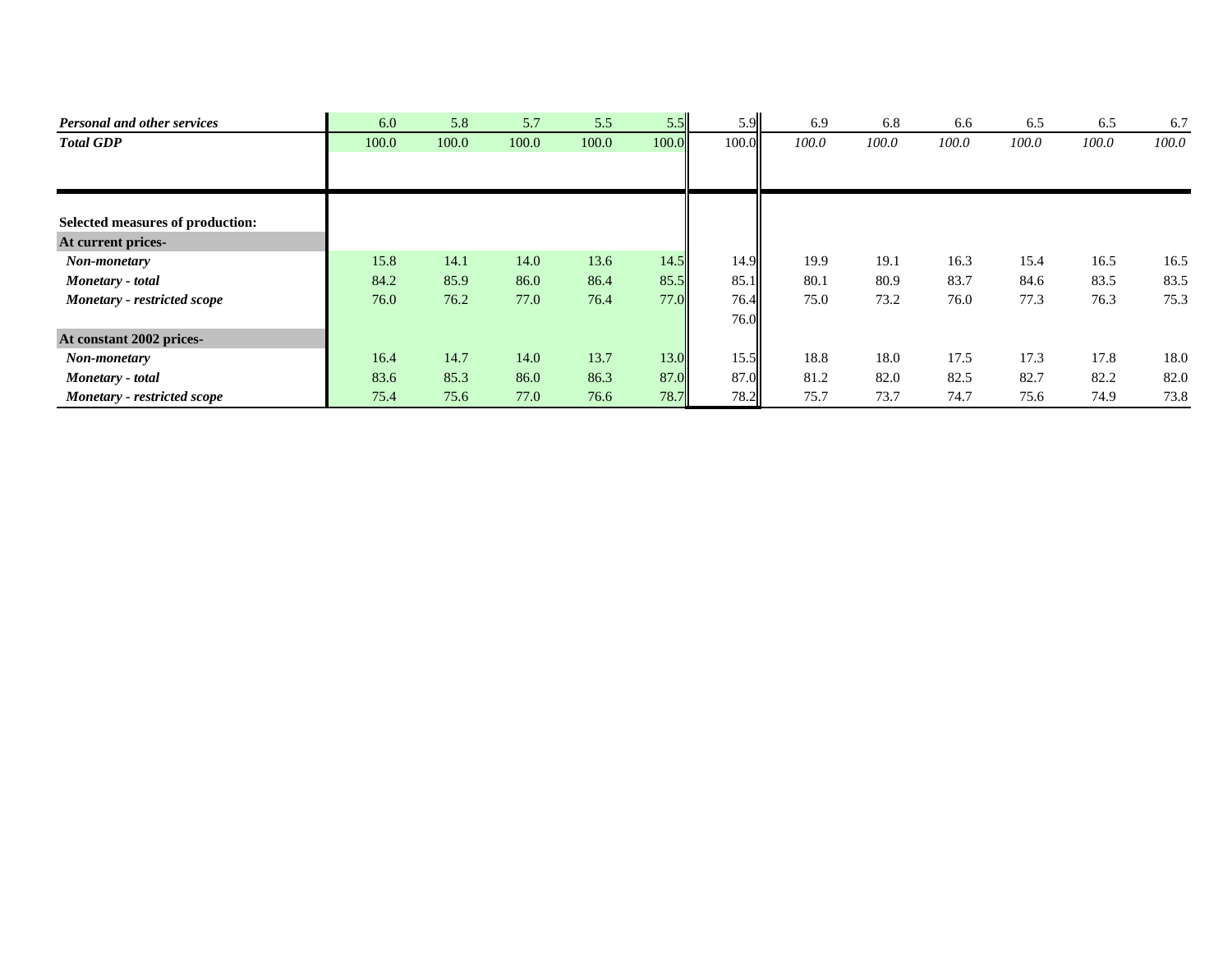| | | | | | | | | | | | | |
|---|---|---|---|---|---|---|---|---|---|---|---|---|
| ***Personal and other services*** | 6.0 | 5.8 | 5.7 | 5.5 | 5.5 | 5.9 | 6.9 | 6.8 | 6.6 | 6.5 | 6.5 | 6.7 |
| ***Total GDP*** | 100.0 | 100.0 | 100.0 | 100.0 | 100.0 | 100.0 | *100.0* | *100.0* | *100.0* | *100.0* | *100.0* | *100.0* |
| | | | | | | | | | | | | |
| **Selected measures of production:** | | | | | | | | | | | | |
| **At current prices-** | | | | | | | | | | | | |
| ***Non-monetary*** | 15.8 | 14.1 | 14.0 | 13.6 | 14.5 | 14.9 | 19.9 | 19.1 | 16.3 | 15.4 | 16.5 | 16.5 |
| ***Monetary - total*** | 84.2 | 85.9 | 86.0 | 86.4 | 85.5 | 85.1 | 80.1 | 80.9 | 83.7 | 84.6 | 83.5 | 83.5 |
| ***Monetary - restricted scope*** | 76.0 | 76.2 | 77.0 | 76.4 | 77.0 | 76.4 | 75.0 | 73.2 | 76.0 | 77.3 | 76.3 | 75.3 |
| | | | | | | 76.0 | | | | | | |
| **At constant 2002 prices-** | | | | | | | | | | | | |
| ***Non-monetary*** | 16.4 | 14.7 | 14.0 | 13.7 | 13.0 | 15.5 | 18.8 | 18.0 | 17.5 | 17.3 | 17.8 | 18.0 |
| ***Monetary - total*** | 83.6 | 85.3 | 86.0 | 86.3 | 87.0 | 87.0 | 81.2 | 82.0 | 82.5 | 82.7 | 82.2 | 82.0 |
| ***Monetary - restricted scope*** | 75.4 | 75.6 | 77.0 | 76.6 | 78.7 | 78.2 | 75.7 | 73.7 | 74.7 | 75.6 | 74.9 | 73.8 |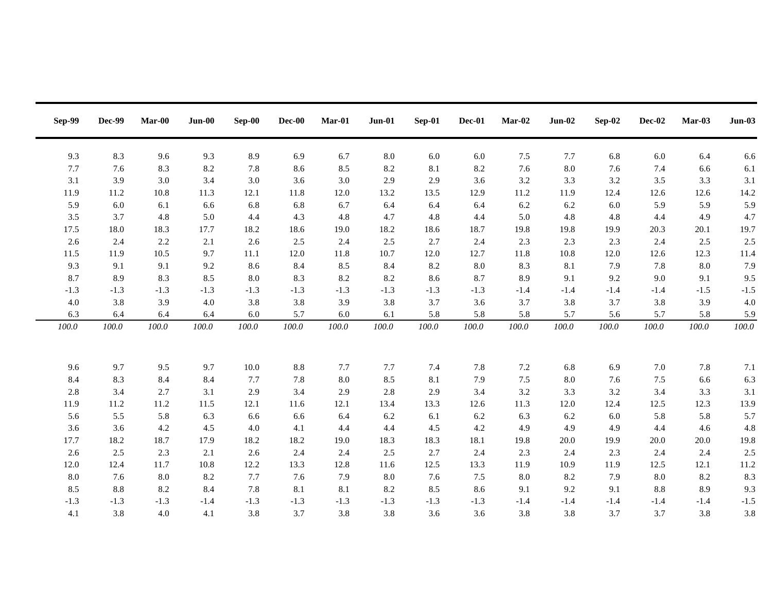| Sep-99 | Dec-99 | Mar-00 | Jun-00 | Sep-00 | Dec-00 | Mar-01 | Jun-01 | Sep-01 | Dec-01 | Mar-02 | Jun-02 | Sep-02 | Dec-02 | Mar-03 | Jun-03 |
|---|---|---|---|---|---|---|---|---|---|---|---|---|---|---|---|
| 9.3 | 8.3 | 9.6 | 9.3 | 8.9 | 6.9 | 6.7 | 8.0 | 6.0 | 6.0 | 7.5 | 7.7 | 6.8 | 6.0 | 6.4 | 6.6 |
| 7.7 | 7.6 | 8.3 | 8.2 | 7.8 | 8.6 | 8.5 | 8.2 | 8.1 | 8.2 | 7.6 | 8.0 | 7.6 | 7.4 | 6.6 | 6.1 |
| 3.1 | 3.9 | 3.0 | 3.4 | 3.0 | 3.6 | 3.0 | 2.9 | 2.9 | 3.6 | 3.2 | 3.3 | 3.2 | 3.5 | 3.3 | 3.1 |
| 11.9 | 11.2 | 10.8 | 11.3 | 12.1 | 11.8 | 12.0 | 13.2 | 13.5 | 12.9 | 11.2 | 11.9 | 12.4 | 12.6 | 12.6 | 14.2 |
| 5.9 | 6.0 | 6.1 | 6.6 | 6.8 | 6.8 | 6.7 | 6.4 | 6.4 | 6.4 | 6.2 | 6.2 | 6.0 | 5.9 | 5.9 | 5.9 |
| 3.5 | 3.7 | 4.8 | 5.0 | 4.4 | 4.3 | 4.8 | 4.7 | 4.8 | 4.4 | 5.0 | 4.8 | 4.8 | 4.4 | 4.9 | 4.7 |
| 17.5 | 18.0 | 18.3 | 17.7 | 18.2 | 18.6 | 19.0 | 18.2 | 18.6 | 18.7 | 19.8 | 19.8 | 19.9 | 20.3 | 20.1 | 19.7 |
| 2.6 | 2.4 | 2.2 | 2.1 | 2.6 | 2.5 | 2.4 | 2.5 | 2.7 | 2.4 | 2.3 | 2.3 | 2.3 | 2.4 | 2.5 | 2.5 |
| 11.5 | 11.9 | 10.5 | 9.7 | 11.1 | 12.0 | 11.8 | 10.7 | 12.0 | 12.7 | 11.8 | 10.8 | 12.0 | 12.6 | 12.3 | 11.4 |
| 9.3 | 9.1 | 9.1 | 9.2 | 8.6 | 8.4 | 8.5 | 8.4 | 8.2 | 8.0 | 8.3 | 8.1 | 7.9 | 7.8 | 8.0 | 7.9 |
| 8.7 | 8.9 | 8.3 | 8.5 | 8.0 | 8.3 | 8.2 | 8.2 | 8.6 | 8.7 | 8.9 | 9.1 | 9.2 | 9.0 | 9.1 | 9.5 |
| -1.3 | -1.3 | -1.3 | -1.3 | -1.3 | -1.3 | -1.3 | -1.3 | -1.3 | -1.3 | -1.4 | -1.4 | -1.4 | -1.4 | -1.5 | -1.5 |
| 4.0 | 3.8 | 3.9 | 4.0 | 3.8 | 3.8 | 3.9 | 3.8 | 3.7 | 3.6 | 3.7 | 3.8 | 3.7 | 3.8 | 3.9 | 4.0 |
| 6.3 | 6.4 | 6.4 | 6.4 | 6.0 | 5.7 | 6.0 | 6.1 | 5.8 | 5.8 | 5.8 | 5.7 | 5.6 | 5.7 | 5.8 | 5.9 |
| *100.0* | *100.0* | *100.0* | *100.0* | *100.0* | *100.0* | *100.0* | *100.0* | *100.0* | *100.0* | *100.0* | *100.0* | *100.0* | *100.0* | *100.0* | *100.0* |
| | | | | | | | | | | | | | | | |
| 9.6 | 9.7 | 9.5 | 9.7 | 10.0 | 8.8 | 7.7 | 7.7 | 7.4 | 7.8 | 7.2 | 6.8 | 6.9 | 7.0 | 7.8 | 7.1 |
| 8.4 | 8.3 | 8.4 | 8.4 | 7.7 | 7.8 | 8.0 | 8.5 | 8.1 | 7.9 | 7.5 | 8.0 | 7.6 | 7.5 | 6.6 | 6.3 |
| 2.8 | 3.4 | 2.7 | 3.1 | 2.9 | 3.4 | 2.9 | 2.8 | 2.9 | 3.4 | 3.2 | 3.3 | 3.2 | 3.4 | 3.3 | 3.1 |
| 11.9 | 11.2 | 11.2 | 11.5 | 12.1 | 11.6 | 12.1 | 13.4 | 13.3 | 12.6 | 11.3 | 12.0 | 12.4 | 12.5 | 12.3 | 13.9 |
| 5.6 | 5.5 | 5.8 | 6.3 | 6.6 | 6.6 | 6.4 | 6.2 | 6.1 | 6.2 | 6.3 | 6.2 | 6.0 | 5.8 | 5.8 | 5.7 |
| 3.6 | 3.6 | 4.2 | 4.5 | 4.0 | 4.1 | 4.4 | 4.4 | 4.5 | 4.2 | 4.9 | 4.9 | 4.9 | 4.4 | 4.6 | 4.8 |
| 17.7 | 18.2 | 18.7 | 17.9 | 18.2 | 18.2 | 19.0 | 18.3 | 18.3 | 18.1 | 19.8 | 20.0 | 19.9 | 20.0 | 20.0 | 19.8 |
| 2.6 | 2.5 | 2.3 | 2.1 | 2.6 | 2.4 | 2.4 | 2.5 | 2.7 | 2.4 | 2.3 | 2.4 | 2.3 | 2.4 | 2.4 | 2.5 |
| 12.0 | 12.4 | 11.7 | 10.8 | 12.2 | 13.3 | 12.8 | 11.6 | 12.5 | 13.3 | 11.9 | 10.9 | 11.9 | 12.5 | 12.1 | 11.2 |
| 8.0 | 7.6 | 8.0 | 8.2 | 7.7 | 7.6 | 7.9 | 8.0 | 7.6 | 7.5 | 8.0 | 8.2 | 7.9 | 8.0 | 8.2 | 8.3 |
| 8.5 | 8.8 | 8.2 | 8.4 | 7.8 | 8.1 | 8.1 | 8.2 | 8.5 | 8.6 | 9.1 | 9.2 | 9.1 | 8.8 | 8.9 | 9.3 |
| -1.3 | -1.3 | -1.3 | -1.4 | -1.3 | -1.3 | -1.3 | -1.3 | -1.3 | -1.3 | -1.4 | -1.4 | -1.4 | -1.4 | -1.4 | -1.5 |
| 4.1 | 3.8 | 4.0 | 4.1 | 3.8 | 3.7 | 3.8 | 3.8 | 3.6 | 3.6 | 3.8 | 3.8 | 3.7 | 3.7 | 3.8 | 3.8 |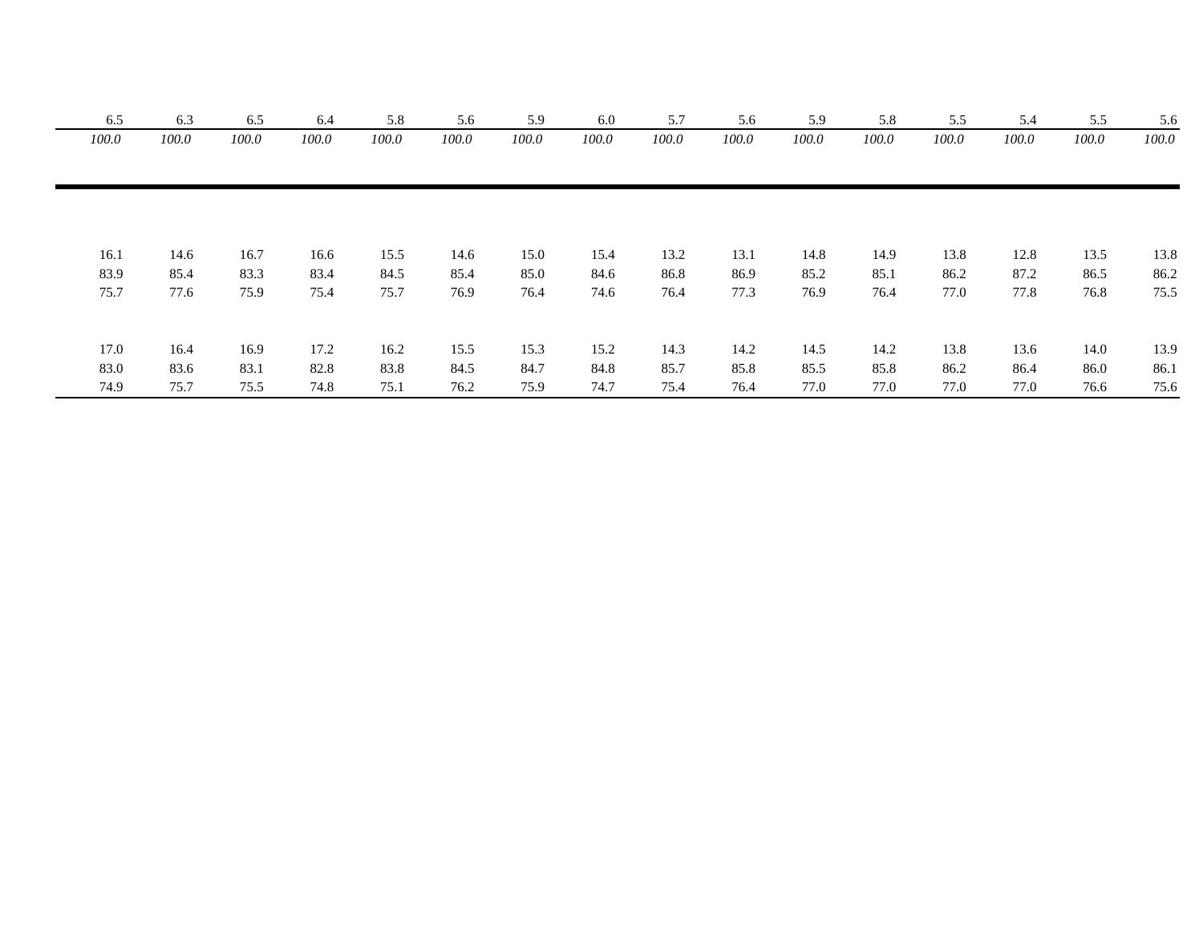| | | | | | | | | | | | | | | | |
|---|---|---|---|---|---|---|---|---|---|---|---|---|---|---|---|
| 6.5 | 6.3 | 6.5 | 6.4 | 5.8 | 5.6 | 5.9 | 6.0 | 5.7 | 5.6 | 5.9 | 5.8 | 5.5 | 5.4 | 5.5 | 5.6 |
| *100.0* | *100.0* | *100.0* | *100.0* | *100.0* | *100.0* | *100.0* | *100.0* | *100.0* | *100.0* | *100.0* | *100.0* | *100.0* | *100.0* | *100.0* | *100.0* |

| | | | | | | | | | | | | | | | |
|---|---|---|---|---|---|---|---|---|---|---|---|---|---|---|---|
| 16.1 | 14.6 | 16.7 | 16.6 | 15.5 | 14.6 | 15.0 | 15.4 | 13.2 | 13.1 | 14.8 | 14.9 | 13.8 | 12.8 | 13.5 | 13.8 |
| 83.9 | 85.4 | 83.3 | 83.4 | 84.5 | 85.4 | 85.0 | 84.6 | 86.8 | 86.9 | 85.2 | 85.1 | 86.2 | 87.2 | 86.5 | 86.2 |
| 75.7 | 77.6 | 75.9 | 75.4 | 75.7 | 76.9 | 76.4 | 74.6 | 76.4 | 77.3 | 76.9 | 76.4 | 77.0 | 77.8 | 76.8 | 75.5 |
| | | | | | | | | | | | | | | | |
| 17.0 | 16.4 | 16.9 | 17.2 | 16.2 | 15.5 | 15.3 | 15.2 | 14.3 | 14.2 | 14.5 | 14.2 | 13.8 | 13.6 | 14.0 | 13.9 |
| 83.0 | 83.6 | 83.1 | 82.8 | 83.8 | 84.5 | 84.7 | 84.8 | 85.7 | 85.8 | 85.5 | 85.8 | 86.2 | 86.4 | 86.0 | 86.1 |
| 74.9 | 75.7 | 75.5 | 74.8 | 75.1 | 76.2 | 75.9 | 74.7 | 75.4 | 76.4 | 77.0 | 77.0 | 77.0 | 77.0 | 76.6 | 75.6 |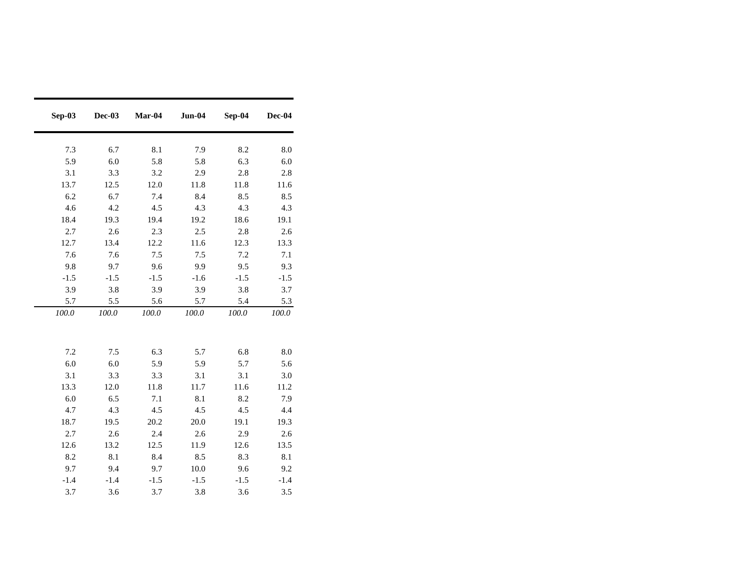| Sep-03 | Dec-03 | Mar-04 | Jun-04 | Sep-04 | Dec-04 |
|---|---|---|---|---|---|
| 7.3 | 6.7 | 8.1 | 7.9 | 8.2 | 8.0 |
| 5.9 | 6.0 | 5.8 | 5.8 | 6.3 | 6.0 |
| 3.1 | 3.3 | 3.2 | 2.9 | 2.8 | 2.8 |
| 13.7 | 12.5 | 12.0 | 11.8 | 11.8 | 11.6 |
| 6.2 | 6.7 | 7.4 | 8.4 | 8.5 | 8.5 |
| 4.6 | 4.2 | 4.5 | 4.3 | 4.3 | 4.3 |
| 18.4 | 19.3 | 19.4 | 19.2 | 18.6 | 19.1 |
| 2.7 | 2.6 | 2.3 | 2.5 | 2.8 | 2.6 |
| 12.7 | 13.4 | 12.2 | 11.6 | 12.3 | 13.3 |
| 7.6 | 7.6 | 7.5 | 7.5 | 7.2 | 7.1 |
| 9.8 | 9.7 | 9.6 | 9.9 | 9.5 | 9.3 |
| -1.5 | -1.5 | -1.5 | -1.6 | -1.5 | -1.5 |
| 3.9 | 3.8 | 3.9 | 3.9 | 3.8 | 3.7 |
| 5.7 | 5.5 | 5.6 | 5.7 | 5.4 | 5.3 |
| *100.0* | *100.0* | *100.0* | *100.0* | *100.0* | *100.0* |
| | | | | | |
| 7.2 | 7.5 | 6.3 | 5.7 | 6.8 | 8.0 |
| 6.0 | 6.0 | 5.9 | 5.9 | 5.7 | 5.6 |
| 3.1 | 3.3 | 3.3 | 3.1 | 3.1 | 3.0 |
| 13.3 | 12.0 | 11.8 | 11.7 | 11.6 | 11.2 |
| 6.0 | 6.5 | 7.1 | 8.1 | 8.2 | 7.9 |
| 4.7 | 4.3 | 4.5 | 4.5 | 4.5 | 4.4 |
| 18.7 | 19.5 | 20.2 | 20.0 | 19.1 | 19.3 |
| 2.7 | 2.6 | 2.4 | 2.6 | 2.9 | 2.6 |
| 12.6 | 13.2 | 12.5 | 11.9 | 12.6 | 13.5 |
| 8.2 | 8.1 | 8.4 | 8.5 | 8.3 | 8.1 |
| 9.7 | 9.4 | 9.7 | 10.0 | 9.6 | 9.2 |
| -1.4 | -1.4 | -1.5 | -1.5 | -1.5 | -1.4 |
| 3.7 | 3.6 | 3.7 | 3.8 | 3.6 | 3.5 |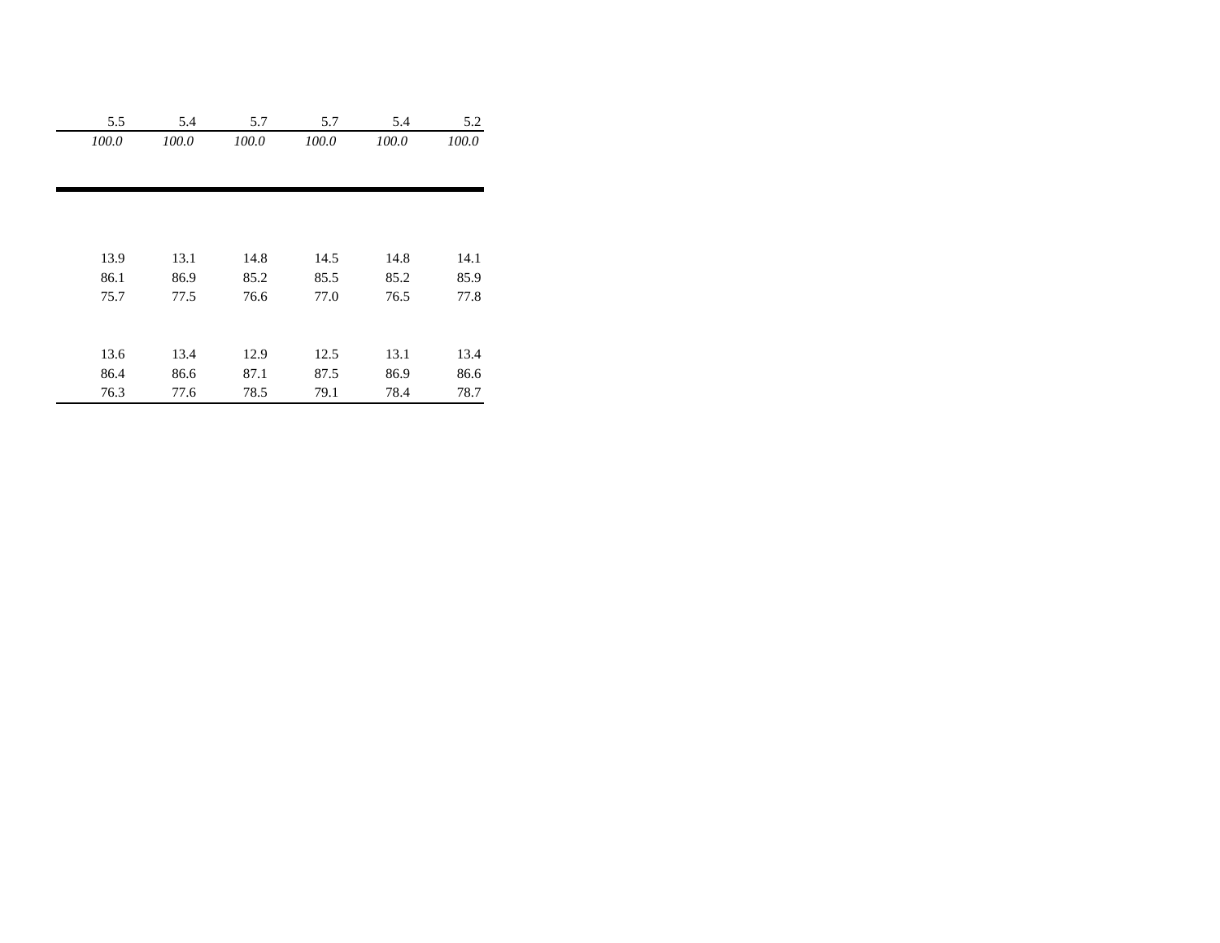| | | | | | |
|---|---|---|---|---|---|
| 5.5 | 5.4 | 5.7 | 5.7 | 5.4 | 5.2 |
| *100.0* | *100.0* | *100.0* | *100.0* | *100.0* | *100.0* |

| | | | | | |
|---|---|---|---|---|---|
| 13.9 | 13.1 | 14.8 | 14.5 | 14.8 | 14.1 |
| 86.1 | 86.9 | 85.2 | 85.5 | 85.2 | 85.9 |
| 75.7 | 77.5 | 76.6 | 77.0 | 76.5 | 77.8 |
| | | | | | |
| 13.6 | 13.4 | 12.9 | 12.5 | 13.1 | 13.4 |
| 86.4 | 86.6 | 87.1 | 87.5 | 86.9 | 86.6 |
| 76.3 | 77.6 | 78.5 | 79.1 | 78.4 | 78.7 |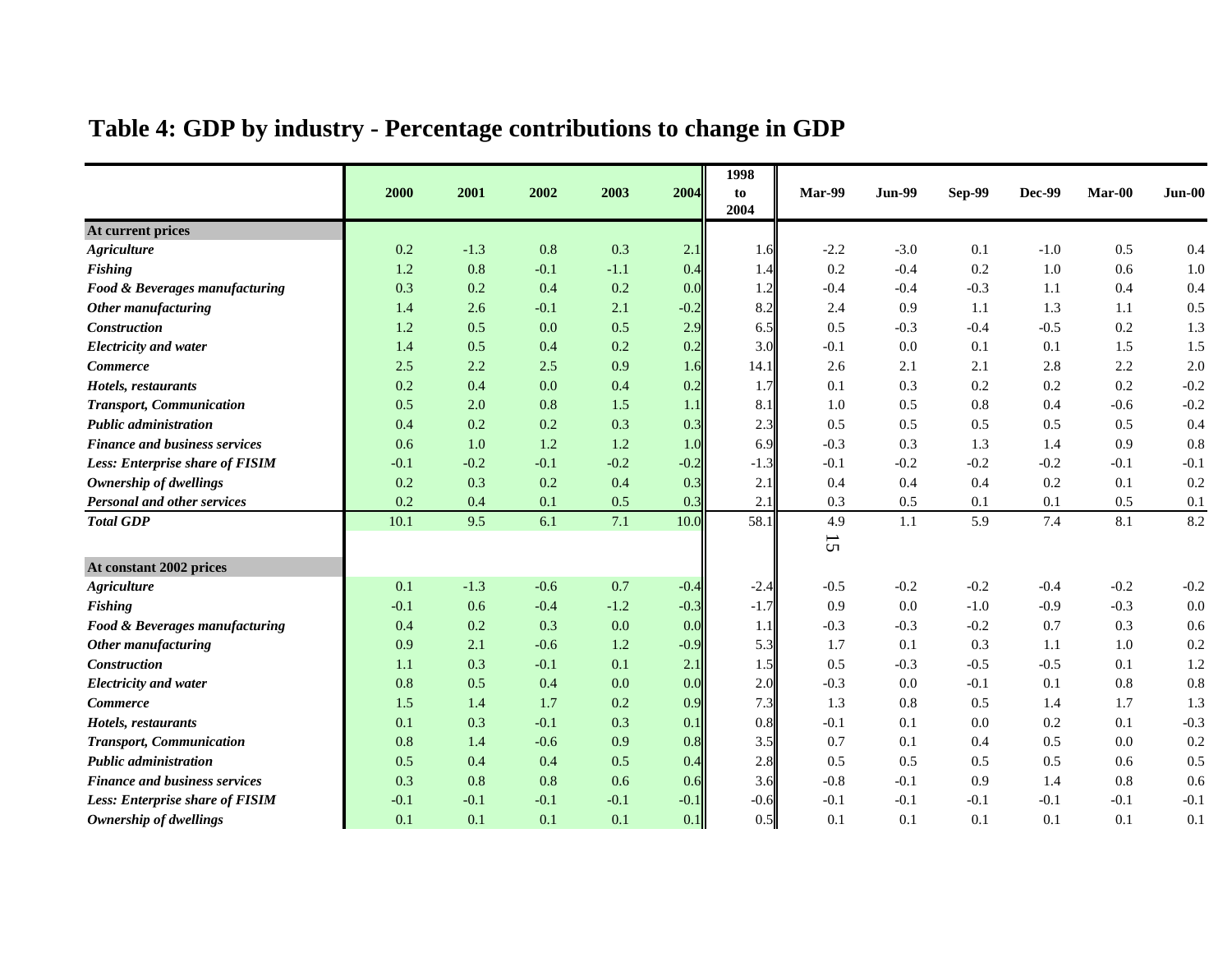# Table 4: GDP by industry - Percentage contributions to change in GDP

| | 2000 | 2001 | 2002 | 2003 | 2004 | 1998 to 2004 | Mar-99 | Jun-99 | Sep-99 | Dec-99 | Mar-00 | Jun-00 |
|---|---|---|---|---|---|---|---|---|---|---|---|---|
| **At current prices** | | | | | | | | | | | | |
| ***Agriculture*** | 0.2 | -1.3 | 0.8 | 0.3 | 2.1 | 1.6 | -2.2 | -3.0 | 0.1 | -1.0 | 0.5 | 0.4 |
| ***Fishing*** | 1.2 | 0.8 | -0.1 | -1.1 | 0.4 | 1.4 | 0.2 | -0.4 | 0.2 | 1.0 | 0.6 | 1.0 |
| ***Food & Beverages manufacturing*** | 0.3 | 0.2 | 0.4 | 0.2 | 0.0 | 1.2 | -0.4 | -0.4 | -0.3 | 1.1 | 0.4 | 0.4 |
| ***Other manufacturing*** | 1.4 | 2.6 | -0.1 | 2.1 | -0.2 | 8.2 | 2.4 | 0.9 | 1.1 | 1.3 | 1.1 | 0.5 |
| ***Construction*** | 1.2 | 0.5 | 0.0 | 0.5 | 2.9 | 6.5 | 0.5 | -0.3 | -0.4 | -0.5 | 0.2 | 1.3 |
| ***Electricity and water*** | 1.4 | 0.5 | 0.4 | 0.2 | 0.2 | 3.0 | -0.1 | 0.0 | 0.1 | 0.1 | 1.5 | 1.5 |
| ***Commerce*** | 2.5 | 2.2 | 2.5 | 0.9 | 1.6 | 14.1 | 2.6 | 2.1 | 2.1 | 2.8 | 2.2 | 2.0 |
| ***Hotels, restaurants*** | 0.2 | 0.4 | 0.0 | 0.4 | 0.2 | 1.7 | 0.1 | 0.3 | 0.2 | 0.2 | 0.2 | -0.2 |
| ***Transport, Communication*** | 0.5 | 2.0 | 0.8 | 1.5 | 1.1 | 8.1 | 1.0 | 0.5 | 0.8 | 0.4 | -0.6 | -0.2 |
| ***Public administration*** | 0.4 | 0.2 | 0.2 | 0.3 | 0.3 | 2.3 | 0.5 | 0.5 | 0.5 | 0.5 | 0.5 | 0.4 |
| ***Finance and business services*** | 0.6 | 1.0 | 1.2 | 1.2 | 1.0 | 6.9 | -0.3 | 0.3 | 1.3 | 1.4 | 0.9 | 0.8 |
| ***Less: Enterprise share of FISIM*** | -0.1 | -0.2 | -0.1 | -0.2 | -0.2 | -1.3 | -0.1 | -0.2 | -0.2 | -0.2 | -0.1 | -0.1 |
| ***Ownership of dwellings*** | 0.2 | 0.3 | 0.2 | 0.4 | 0.3 | 2.1 | 0.4 | 0.4 | 0.4 | 0.2 | 0.1 | 0.2 |
| ***Personal and other services*** | 0.2 | 0.4 | 0.1 | 0.5 | 0.3 | 2.1 | 0.3 | 0.5 | 0.1 | 0.1 | 0.5 | 0.1 |
| ***Total GDP*** | 10.1 | 9.5 | 6.1 | 7.1 | 10.0 | 58.1 | 4.9 | 1.1 | 5.9 | 7.4 | 8.1 | 8.2 |
| **At constant 2002 prices** | | | | | | | | | | | | |
| ***Agriculture*** | 0.1 | -1.3 | -0.6 | 0.7 | -0.4 | -2.4 | -0.5 | -0.2 | -0.2 | -0.4 | -0.2 | -0.2 |
| ***Fishing*** | -0.1 | 0.6 | -0.4 | -1.2 | -0.3 | -1.7 | 0.9 | 0.0 | -1.0 | -0.9 | -0.3 | 0.0 |
| ***Food & Beverages manufacturing*** | 0.4 | 0.2 | 0.3 | 0.0 | 0.0 | 1.1 | -0.3 | -0.3 | -0.2 | 0.7 | 0.3 | 0.6 |
| ***Other manufacturing*** | 0.9 | 2.1 | -0.6 | 1.2 | -0.9 | 5.3 | 1.7 | 0.1 | 0.3 | 1.1 | 1.0 | 0.2 |
| ***Construction*** | 1.1 | 0.3 | -0.1 | 0.1 | 2.1 | 1.5 | 0.5 | -0.3 | -0.5 | -0.5 | 0.1 | 1.2 |
| ***Electricity and water*** | 0.8 | 0.5 | 0.4 | 0.0 | 0.0 | 2.0 | -0.3 | 0.0 | -0.1 | 0.1 | 0.8 | 0.8 |
| ***Commerce*** | 1.5 | 1.4 | 1.7 | 0.2 | 0.9 | 7.3 | 1.3 | 0.8 | 0.5 | 1.4 | 1.7 | 1.3 |
| ***Hotels, restaurants*** | 0.1 | 0.3 | -0.1 | 0.3 | 0.1 | 0.8 | -0.1 | 0.1 | 0.0 | 0.2 | 0.1 | -0.3 |
| ***Transport, Communication*** | 0.8 | 1.4 | -0.6 | 0.9 | 0.8 | 3.5 | 0.7 | 0.1 | 0.4 | 0.5 | 0.0 | 0.2 |
| ***Public administration*** | 0.5 | 0.4 | 0.4 | 0.5 | 0.4 | 2.8 | 0.5 | 0.5 | 0.5 | 0.5 | 0.6 | 0.5 |
| ***Finance and business services*** | 0.3 | 0.8 | 0.8 | 0.6 | 0.6 | 3.6 | -0.8 | -0.1 | 0.9 | 1.4 | 0.8 | 0.6 |
| ***Less: Enterprise share of FISIM*** | -0.1 | -0.1 | -0.1 | -0.1 | -0.1 | -0.6 | -0.1 | -0.1 | -0.1 | -0.1 | -0.1 | -0.1 |
| ***Ownership of dwellings*** | 0.1 | 0.1 | 0.1 | 0.1 | 0.1 | 0.5 | 0.1 | 0.1 | 0.1 | 0.1 | 0.1 | 0.1 |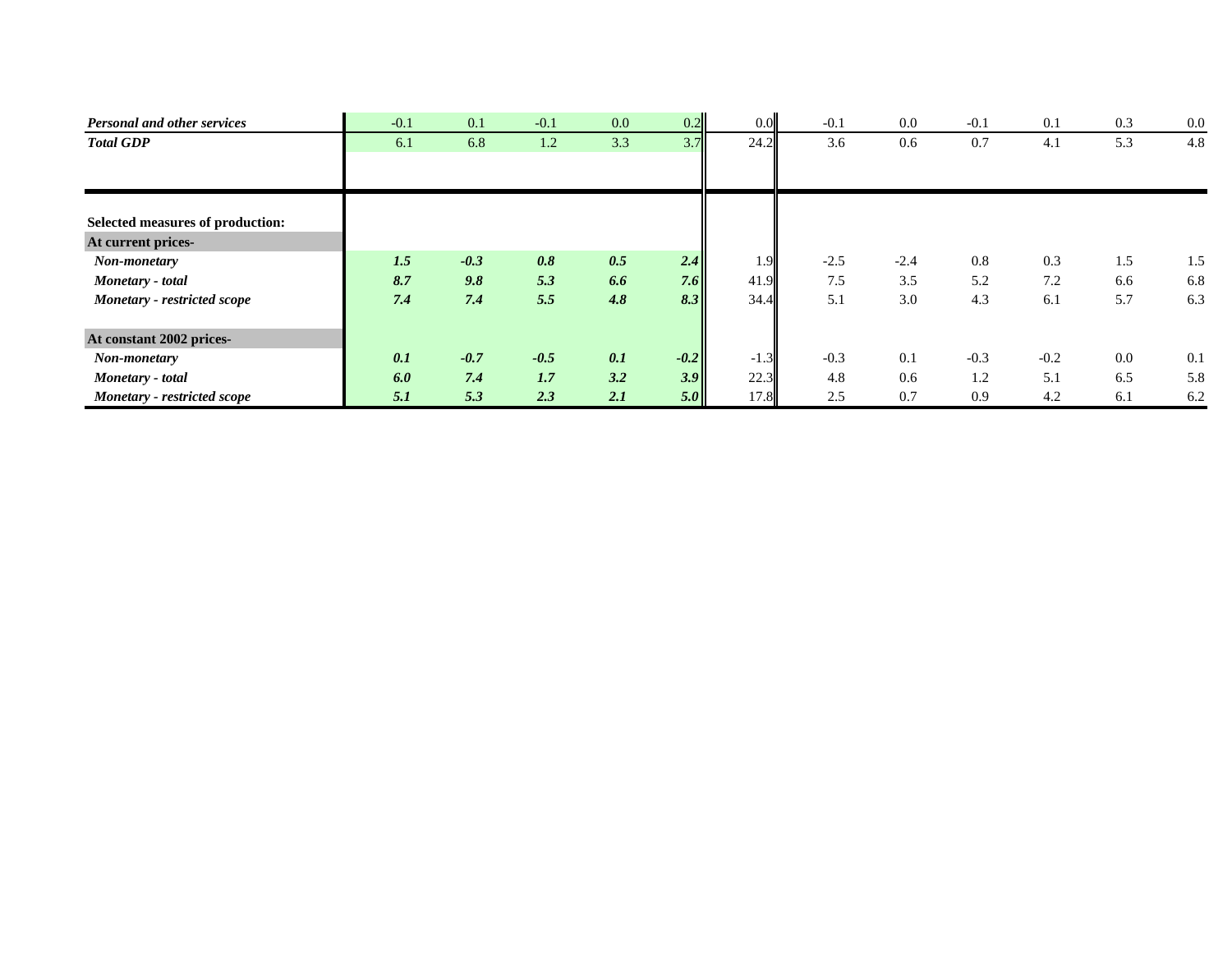| | | | | | | | | | | | | |
|---|---|---|---|---|---|---|---|---|---|---|---|---|
| ***Personal and other services*** | -0.1 | 0.1 | -0.1 | 0.0 | 0.2 | 0.0 | -0.1 | 0.0 | -0.1 | 0.1 | 0.3 | 0.0 |
| ***Total GDP*** | 6.1 | 6.8 | 1.2 | 3.3 | 3.7 | 24.2 | 3.6 | 0.6 | 0.7 | 4.1 | 5.3 | 4.8 |
| | | | | | | | | | | | | |
| **Selected measures of production:** | | | | | | | | | | | | |
| **At current prices-** | | | | | | | | | | | | |
| ***Non-monetary*** | ***1.5*** | ***-0.3*** | ***0.8*** | ***0.5*** | ***2.4*** | 1.9 | -2.5 | -2.4 | 0.8 | 0.3 | 1.5 | 1.5 |
| ***Monetary - total*** | ***8.7*** | ***9.8*** | ***5.3*** | ***6.6*** | ***7.6*** | 41.9 | 7.5 | 3.5 | 5.2 | 7.2 | 6.6 | 6.8 |
| ***Monetary - restricted scope*** | ***7.4*** | ***7.4*** | ***5.5*** | ***4.8*** | ***8.3*** | 34.4 | 5.1 | 3.0 | 4.3 | 6.1 | 5.7 | 6.3 |
| | | | | | | | | | | | | |
| **At constant 2002 prices-** | | | | | | | | | | | | |
| ***Non-monetary*** | ***0.1*** | ***-0.7*** | ***-0.5*** | ***0.1*** | ***-0.2*** | -1.3 | -0.3 | 0.1 | -0.3 | -0.2 | 0.0 | 0.1 |
| ***Monetary - total*** | ***6.0*** | ***7.4*** | ***1.7*** | ***3.2*** | ***3.9*** | 22.3 | 4.8 | 0.6 | 1.2 | 5.1 | 6.5 | 5.8 |
| ***Monetary - restricted scope*** | ***5.1*** | ***5.3*** | ***2.3*** | ***2.1*** | ***5.0*** | 17.8 | 2.5 | 0.7 | 0.9 | 4.2 | 6.1 | 6.2 |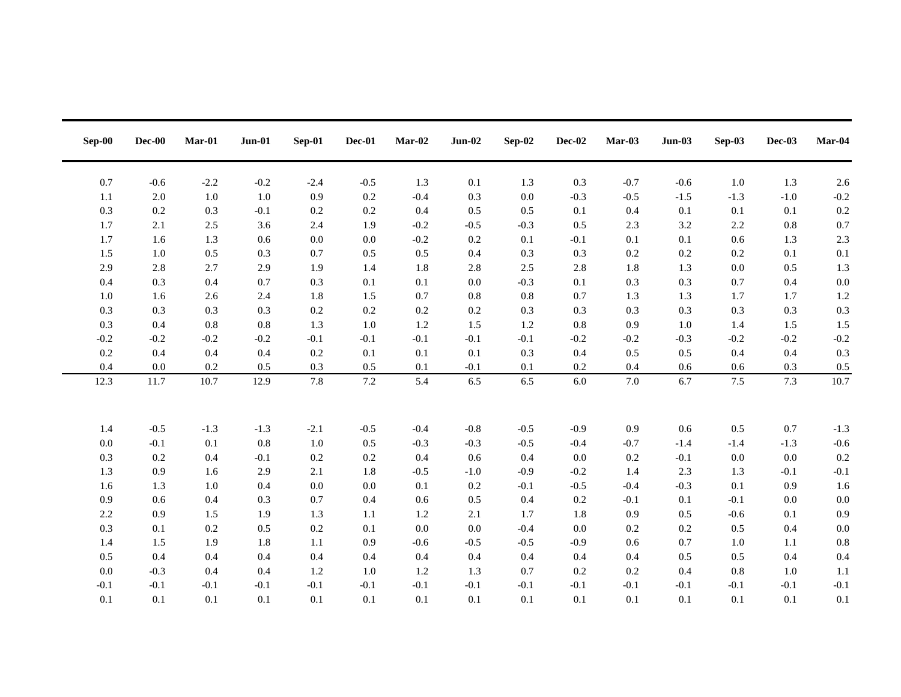| Sep-00 | Dec-00 | Mar-01 | Jun-01 | Sep-01 | Dec-01 | Mar-02 | Jun-02 | Sep-02 | Dec-02 | Mar-03 | Jun-03 | Sep-03 | Dec-03 | Mar-04 |
|---|---|---|---|---|---|---|---|---|---|---|---|---|---|---|
| 0.7 | -0.6 | -2.2 | -0.2 | -2.4 | -0.5 | 1.3 | 0.1 | 1.3 | 0.3 | -0.7 | -0.6 | 1.0 | 1.3 | 2.6 |
| 1.1 | 2.0 | 1.0 | 1.0 | 0.9 | 0.2 | -0.4 | 0.3 | 0.0 | -0.3 | -0.5 | -1.5 | -1.3 | -1.0 | -0.2 |
| 0.3 | 0.2 | 0.3 | -0.1 | 0.2 | 0.2 | 0.4 | 0.5 | 0.5 | 0.1 | 0.4 | 0.1 | 0.1 | 0.1 | 0.2 |
| 1.7 | 2.1 | 2.5 | 3.6 | 2.4 | 1.9 | -0.2 | -0.5 | -0.3 | 0.5 | 2.3 | 3.2 | 2.2 | 0.8 | 0.7 |
| 1.7 | 1.6 | 1.3 | 0.6 | 0.0 | 0.0 | -0.2 | 0.2 | 0.1 | -0.1 | 0.1 | 0.1 | 0.6 | 1.3 | 2.3 |
| 1.5 | 1.0 | 0.5 | 0.3 | 0.7 | 0.5 | 0.5 | 0.4 | 0.3 | 0.3 | 0.2 | 0.2 | 0.2 | 0.1 | 0.1 |
| 2.9 | 2.8 | 2.7 | 2.9 | 1.9 | 1.4 | 1.8 | 2.8 | 2.5 | 2.8 | 1.8 | 1.3 | 0.0 | 0.5 | 1.3 |
| 0.4 | 0.3 | 0.4 | 0.7 | 0.3 | 0.1 | 0.1 | 0.0 | -0.3 | 0.1 | 0.3 | 0.3 | 0.7 | 0.4 | 0.0 |
| 1.0 | 1.6 | 2.6 | 2.4 | 1.8 | 1.5 | 0.7 | 0.8 | 0.8 | 0.7 | 1.3 | 1.3 | 1.7 | 1.7 | 1.2 |
| 0.3 | 0.3 | 0.3 | 0.3 | 0.2 | 0.2 | 0.2 | 0.2 | 0.3 | 0.3 | 0.3 | 0.3 | 0.3 | 0.3 | 0.3 |
| 0.3 | 0.4 | 0.8 | 0.8 | 1.3 | 1.0 | 1.2 | 1.5 | 1.2 | 0.8 | 0.9 | 1.0 | 1.4 | 1.5 | 1.5 |
| -0.2 | -0.2 | -0.2 | -0.2 | -0.1 | -0.1 | -0.1 | -0.1 | -0.1 | -0.2 | -0.2 | -0.3 | -0.2 | -0.2 | -0.2 |
| 0.2 | 0.4 | 0.4 | 0.4 | 0.2 | 0.1 | 0.1 | 0.1 | 0.3 | 0.4 | 0.5 | 0.5 | 0.4 | 0.4 | 0.3 |
| 0.4 | 0.0 | 0.2 | 0.5 | 0.3 | 0.5 | 0.1 | -0.1 | 0.1 | 0.2 | 0.4 | 0.6 | 0.6 | 0.3 | 0.5 |
| 12.3 | 11.7 | 10.7 | 12.9 | 7.8 | 7.2 | 5.4 | 6.5 | 6.5 | 6.0 | 7.0 | 6.7 | 7.5 | 7.3 | 10.7 |
| | | | | | | | | | | | | | | |
| 1.4 | -0.5 | -1.3 | -1.3 | -2.1 | -0.5 | -0.4 | -0.8 | -0.5 | -0.9 | 0.9 | 0.6 | 0.5 | 0.7 | -1.3 |
| 0.0 | -0.1 | 0.1 | 0.8 | 1.0 | 0.5 | -0.3 | -0.3 | -0.5 | -0.4 | -0.7 | -1.4 | -1.4 | -1.3 | -0.6 |
| 0.3 | 0.2 | 0.4 | -0.1 | 0.2 | 0.2 | 0.4 | 0.6 | 0.4 | 0.0 | 0.2 | -0.1 | 0.0 | 0.0 | 0.2 |
| 1.3 | 0.9 | 1.6 | 2.9 | 2.1 | 1.8 | -0.5 | -1.0 | -0.9 | -0.2 | 1.4 | 2.3 | 1.3 | -0.1 | -0.1 |
| 1.6 | 1.3 | 1.0 | 0.4 | 0.0 | 0.0 | 0.1 | 0.2 | -0.1 | -0.5 | -0.4 | -0.3 | 0.1 | 0.9 | 1.6 |
| 0.9 | 0.6 | 0.4 | 0.3 | 0.7 | 0.4 | 0.6 | 0.5 | 0.4 | 0.2 | -0.1 | 0.1 | -0.1 | 0.0 | 0.0 |
| 2.2 | 0.9 | 1.5 | 1.9 | 1.3 | 1.1 | 1.2 | 2.1 | 1.7 | 1.8 | 0.9 | 0.5 | -0.6 | 0.1 | 0.9 |
| 0.3 | 0.1 | 0.2 | 0.5 | 0.2 | 0.1 | 0.0 | 0.0 | -0.4 | 0.0 | 0.2 | 0.2 | 0.5 | 0.4 | 0.0 |
| 1.4 | 1.5 | 1.9 | 1.8 | 1.1 | 0.9 | -0.6 | -0.5 | -0.5 | -0.9 | 0.6 | 0.7 | 1.0 | 1.1 | 0.8 |
| 0.5 | 0.4 | 0.4 | 0.4 | 0.4 | 0.4 | 0.4 | 0.4 | 0.4 | 0.4 | 0.4 | 0.5 | 0.5 | 0.4 | 0.4 |
| 0.0 | -0.3 | 0.4 | 0.4 | 1.2 | 1.0 | 1.2 | 1.3 | 0.7 | 0.2 | 0.2 | 0.4 | 0.8 | 1.0 | 1.1 |
| -0.1 | -0.1 | -0.1 | -0.1 | -0.1 | -0.1 | -0.1 | -0.1 | -0.1 | -0.1 | -0.1 | -0.1 | -0.1 | -0.1 | -0.1 |
| 0.1 | 0.1 | 0.1 | 0.1 | 0.1 | 0.1 | 0.1 | 0.1 | 0.1 | 0.1 | 0.1 | 0.1 | 0.1 | 0.1 | 0.1 |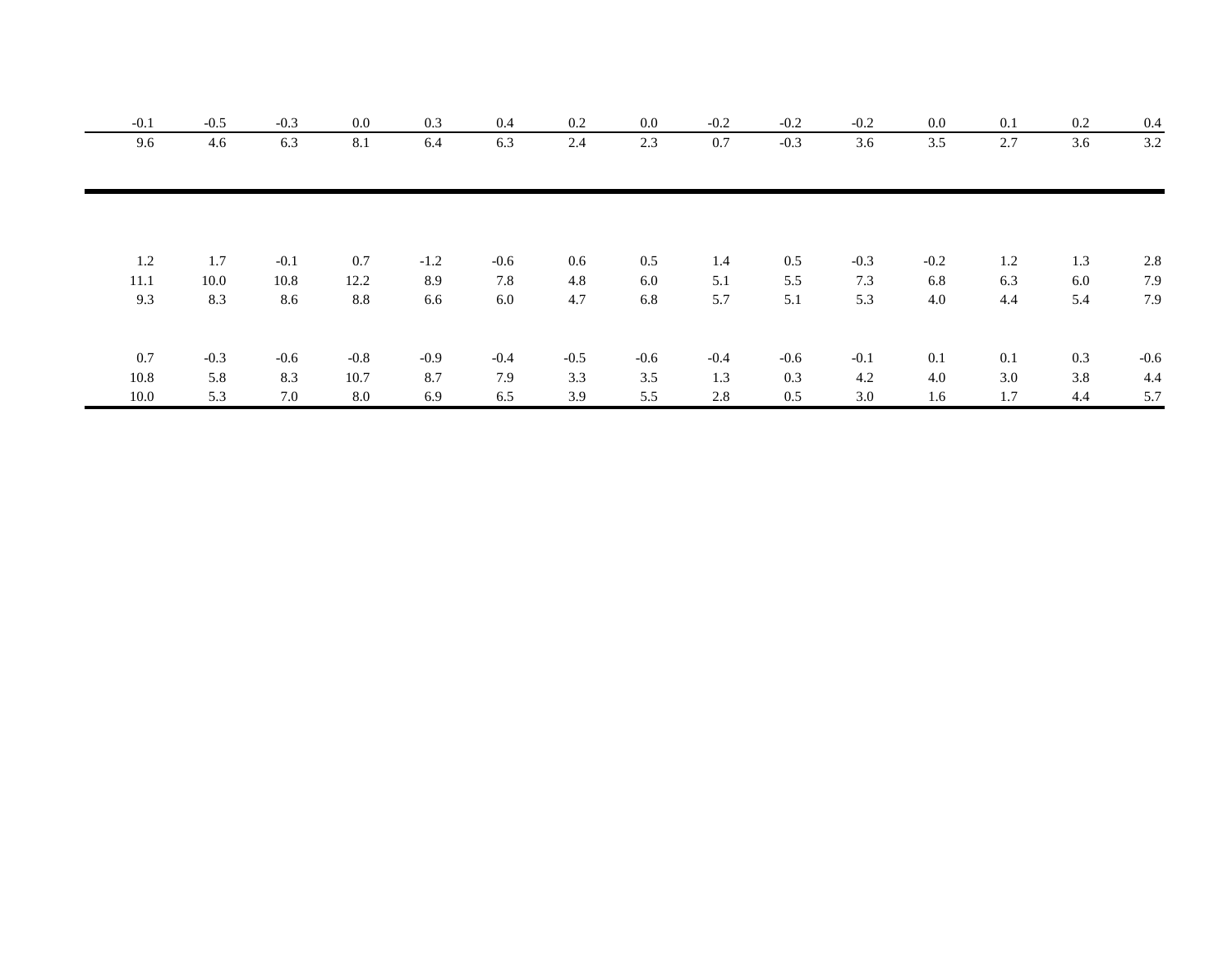| | | | | | | | | | | | | | | |
|---|---|---|---|---|---|---|---|---|---|---|---|---|---|---|
| -0.1 | -0.5 | -0.3 | 0.0 | 0.3 | 0.4 | 0.2 | 0.0 | -0.2 | -0.2 | -0.2 | 0.0 | 0.1 | 0.2 | 0.4 |
| 9.6 | 4.6 | 6.3 | 8.1 | 6.4 | 6.3 | 2.4 | 2.3 | 0.7 | -0.3 | 3.6 | 3.5 | 2.7 | 3.6 | 3.2 |

| | | | | | | | | | | | | | | |
|---|---|---|---|---|---|---|---|---|---|---|---|---|---|---|
| 1.2 | 1.7 | -0.1 | 0.7 | -1.2 | -0.6 | 0.6 | 0.5 | 1.4 | 0.5 | -0.3 | -0.2 | 1.2 | 1.3 | 2.8 |
| 11.1 | 10.0 | 10.8 | 12.2 | 8.9 | 7.8 | 4.8 | 6.0 | 5.1 | 5.5 | 7.3 | 6.8 | 6.3 | 6.0 | 7.9 |
| 9.3 | 8.3 | 8.6 | 8.8 | 6.6 | 6.0 | 4.7 | 6.8 | 5.7 | 5.1 | 5.3 | 4.0 | 4.4 | 5.4 | 7.9 |
| | | | | | | | | | | | | | | |
| 0.7 | -0.3 | -0.6 | -0.8 | -0.9 | -0.4 | -0.5 | -0.6 | -0.4 | -0.6 | -0.1 | 0.1 | 0.1 | 0.3 | -0.6 |
| 10.8 | 5.8 | 8.3 | 10.7 | 8.7 | 7.9 | 3.3 | 3.5 | 1.3 | 0.3 | 4.2 | 4.0 | 3.0 | 3.8 | 4.4 |
| 10.0 | 5.3 | 7.0 | 8.0 | 6.9 | 6.5 | 3.9 | 5.5 | 2.8 | 0.5 | 3.0 | 1.6 | 1.7 | 4.4 | 5.7 |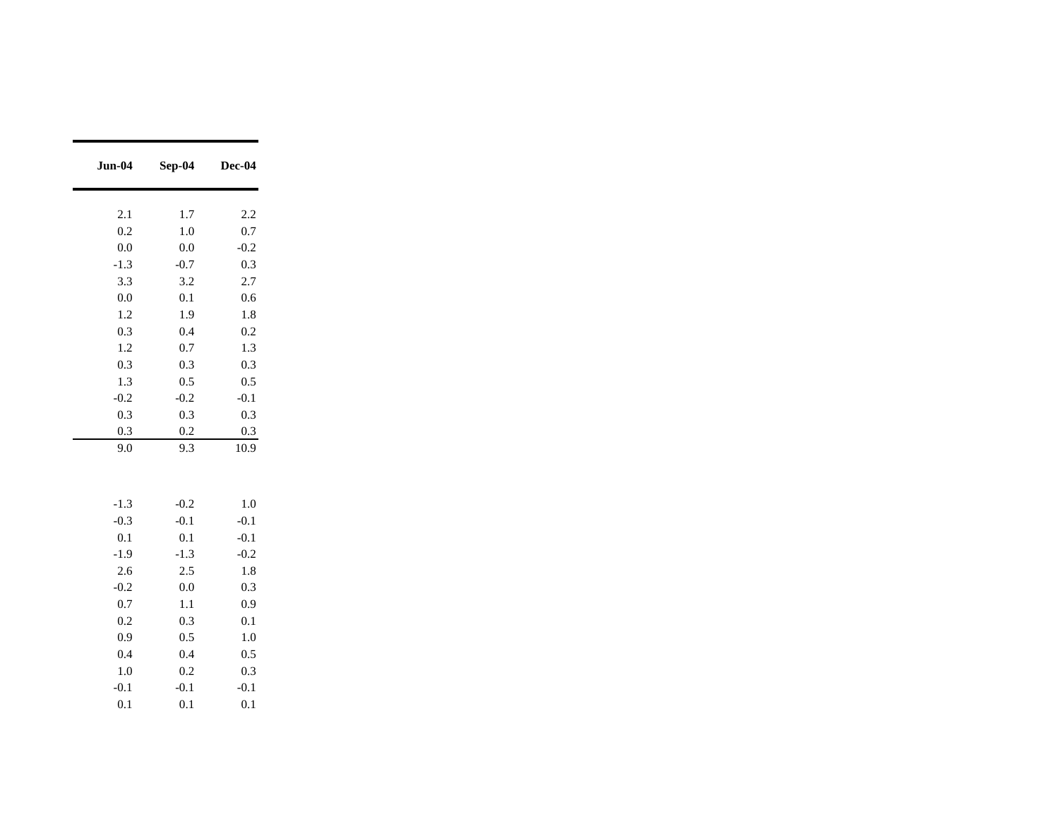| Jun-04 | Sep-04 | Dec-04 |
|---|---|---|
| | | |
| 2.1 | 1.7 | 2.2 |
| 0.2 | 1.0 | 0.7 |
| 0.0 | 0.0 | -0.2 |
| -1.3 | -0.7 | 0.3 |
| 3.3 | 3.2 | 2.7 |
| 0.0 | 0.1 | 0.6 |
| 1.2 | 1.9 | 1.8 |
| 0.3 | 0.4 | 0.2 |
| 1.2 | 0.7 | 1.3 |
| 0.3 | 0.3 | 0.3 |
| 1.3 | 0.5 | 0.5 |
| -0.2 | -0.2 | -0.1 |
| 0.3 | 0.3 | 0.3 |
| 0.3 | 0.2 | 0.3 |
| 9.0 | 9.3 | 10.9 |
| | | |
| -1.3 | -0.2 | 1.0 |
| -0.3 | -0.1 | -0.1 |
| 0.1 | 0.1 | -0.1 |
| -1.9 | -1.3 | -0.2 |
| 2.6 | 2.5 | 1.8 |
| -0.2 | 0.0 | 0.3 |
| 0.7 | 1.1 | 0.9 |
| 0.2 | 0.3 | 0.1 |
| 0.9 | 0.5 | 1.0 |
| 0.4 | 0.4 | 0.5 |
| 1.0 | 0.2 | 0.3 |
| -0.1 | -0.1 | -0.1 |
| 0.1 | 0.1 | 0.1 |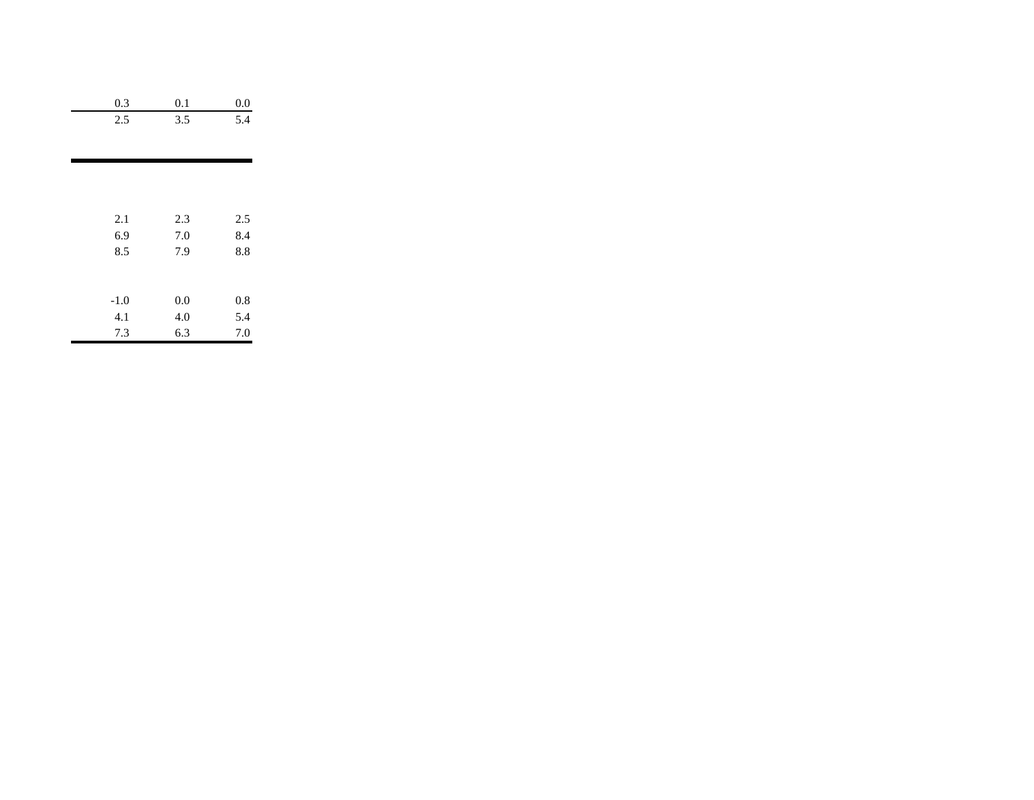| | | |
|---|---|---|
| 0.3 | 0.1 | 0.0 |
| 2.5 | 3.5 | 5.4 |
| | | |
| 2.1 | 2.3 | 2.5 |
| 6.9 | 7.0 | 8.4 |
| 8.5 | 7.9 | 8.8 |
| | | |
| -1.0 | 0.0 | 0.8 |
| 4.1 | 4.0 | 5.4 |
| 7.3 | 6.3 | 7.0 |